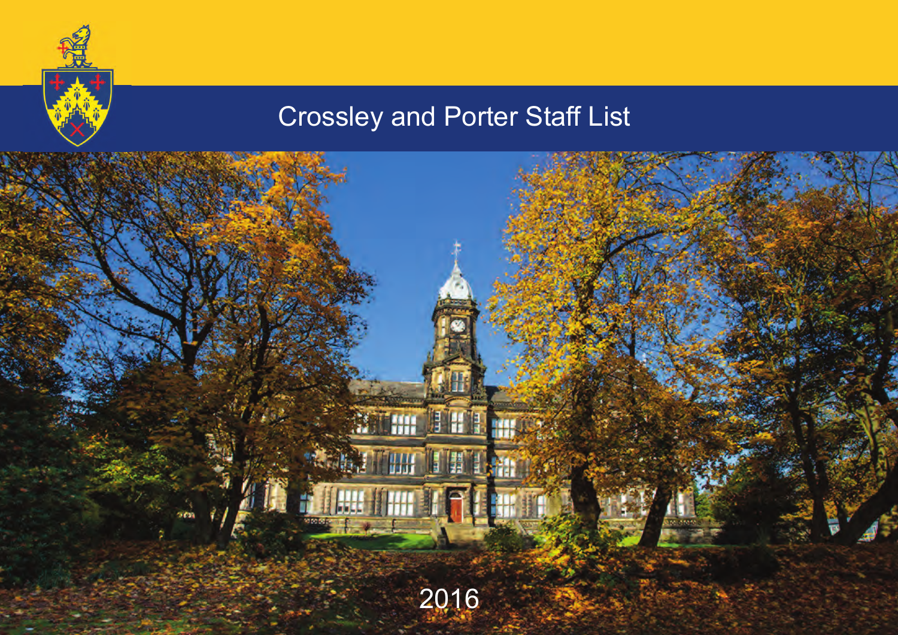# Crossley and Porter Staff List

2016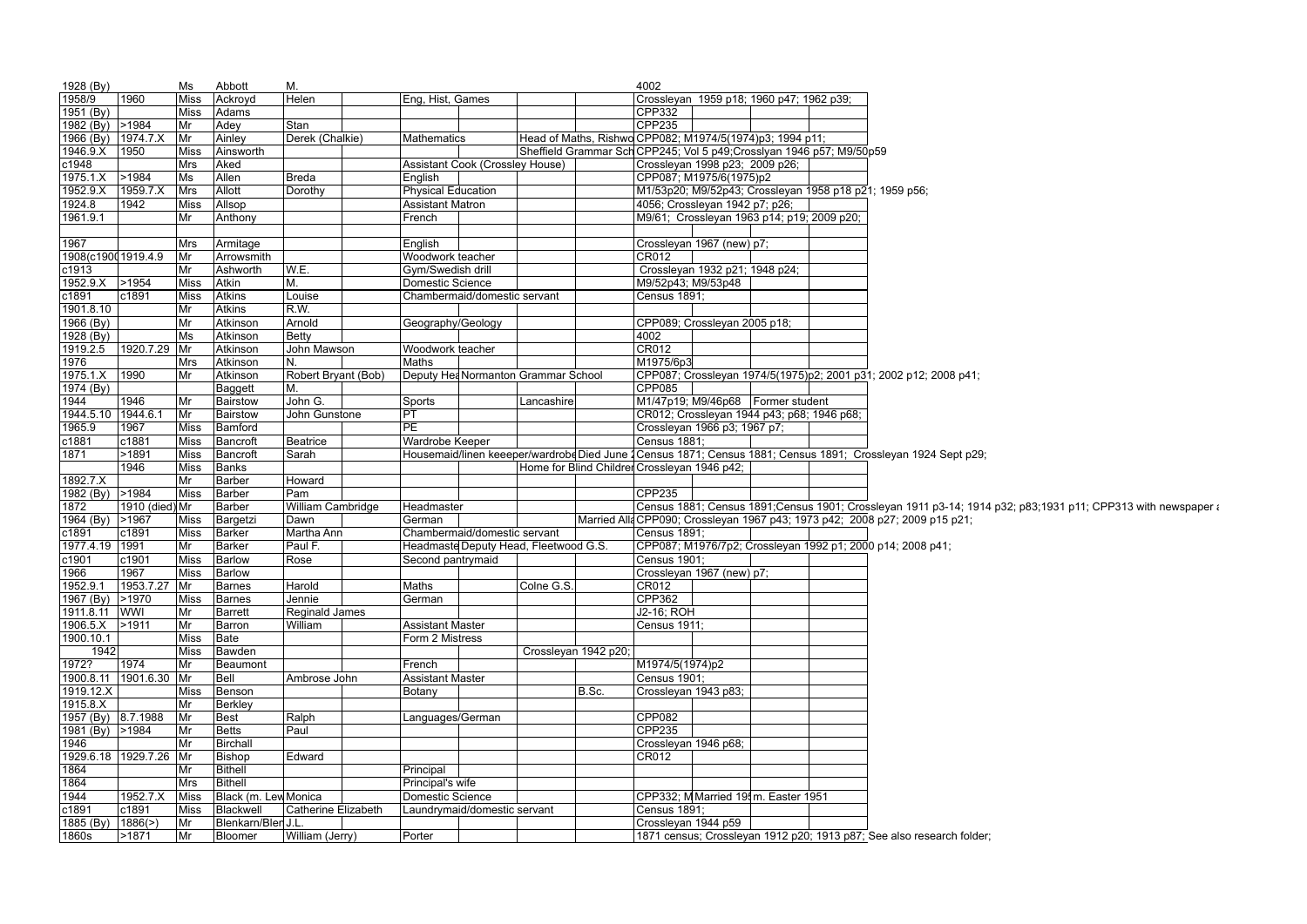| | | | | | | | | | |
|---|---|---|---|---|---|---|---|---|---|
| 1928 (By) | | Ms | Abbott | M. | | | | | 4002 |
| 1958/9 | 1960 | Miss | Ackroyd | Helen | Eng, Hist, Games | | | | Crossleyan 1959 p18; 1960 p47; 1962 p39; |
| 1951 (By) | | Miss | Adams | | | | | | CPP332 |
| 1982 (By) | >1984 | Mr | Adey | Stan | | | | | CPP235 |
| 1966 (By) | 1974.7.X | Mr | Ainley | Derek (Chalkie) | Mathematics | | Head of Maths, Rishwo | | CPP082; M1974/5(1974)p3; 1994 p11; |
| 1946.9.X | 1950 | Miss | Ainsworth | | | | Sheffield Grammar Sch | | CPP245; Vol 5 p49;Crosslyan 1946 p57; M9/50p59 |
| c1948 | | Mrs | Aked | | Assistant Cook (Crossley House) | | | | Crossleyan 1998 p23; 2009 p26; |
| 1975.1.X | >1984 | Ms | Allen | Breda | English | | | | CPP087; M1975/6(1975)p2 |
| 1952.9.X | 1959.7.X | Mrs | Allott | Dorothy | Physical Education | | | | M1/53p20; M9/52p43; Crossleyan 1958 p18 p21; 1959 p56; |
| 1924.8 | 1942 | Miss | Allsop | | Assistant Matron | | | | 4056; Crossleyan 1942 p7; p26; |
| 1961.9.1 | | Mr | Anthony | | French | | | | M9/61; Crossleyan 1963 p14; p19; 2009 p20; |
| | | | | | | | | | |
| 1967 | | Mrs | Armitage | | English | | | | Crossleyan 1967 (new) p7; |
| 1908(c1900 | 1919.4.9 | Mr | Arrowsmith | | Woodwork teacher | | | | CR012 |
| c1913 | | Mr | Ashworth | W.E. | Gym/Swedish drill | | | | Crossleyan 1932 p21; 1948 p24; |
| 1952.9.X | >1954 | Miss | Atkin | M. | Domestic Science | | | | M9/52p43; M9/53p48 |
| c1891 | c1891 | Miss | Atkins | Louise | Chambermaid/domestic servant | | | | Census 1891; |
| 1901.8.10 | | Mr | Atkins | R.W. | | | | | |
| 1966 (By) | | Mr | Atkinson | Arnold | Geography/Geology | | | | CPP089; Crossleyan 2005 p18; |
| 1928 (By) | | Ms | Atkinson | Betty | | | | | 4002 |
| 1919.2.5 | 1920.7.29 | Mr | Atkinson | John Mawson | Woodwork teacher | | | | CR012 |
| 1976 | | Mrs | Atkinson | N. | Maths | | | | M1975/6p3 |
| 1975.1.X | 1990 | Mr | Atkinson | Robert Bryant (Bob) | Deputy Hea | Normanton Grammar School | | | CPP087; Crossleyan 1974/5(1975)p2; 2001 p31; 2002 p12; 2008 p41; |
| 1974 (By) | | | Baggett | M. | | | | | CPP085 |
| 1944 | 1946 | Mr | Bairstow | John G. | Sports | | Lancashire | | M1/47p19; M9/46p68 Former student |
| 1944.5.10 | 1944.6.1 | Mr | Bairstow | John Gunstone | PT | | | | CR012; Crossleyan 1944 p43; p68; 1946 p68; |
| 1965.9 | 1967 | Miss | Bamford | | PE | | | | Crossleyan 1966 p3; 1967 p7; |
| c1881 | c1881 | Miss | Bancroft | Beatrice | Wardrobe Keeper | | | | Census 1881; |
| 1871 | >1891 | Miss | Bancroft | Sarah | Housemaid/linen keeeper/wardrobe | | | Died June 2 | Census 1871; Census 1881; Census 1891; Crossleyan 1924 Sept p29; |
| | 1946 | Miss | Banks | | | | Home for Blind Childre | | Crossleyan 1946 p42; |
| 1892.7.X | | Mr | Barber | Howard | | | | | |
| 1982 (By) | >1984 | Miss | Barber | Pam | | | | | CPP235 |
| 1872 | 1910 (died) | Mr | Barber | William Cambridge | Headmaster | | | | Census 1881; Census 1891;Census 1901; Crossleyan 1911 p3-14; 1914 p32; p83;1931 p11; CPP313 with newspaper a |
| 1964 (By) | >1967 | Miss | Bargetzi | Dawn | German | | | Married Alla | CPP090; Crossleyan 1967 p43; 1973 p42; 2008 p27; 2009 p15 p21; |
| c1891 | c1891 | Miss | Barker | Martha Ann | Chambermaid/domestic servant | | | | Census 1891; |
| 1977.4.19 | 1991 | Mr | Barker | Paul F. | Headmaste | Deputy Head, Fleetwood G.S. | | | CPP087; M1976/7p2; Crossleyan 1992 p1; 2000 p14; 2008 p41; |
| c1901 | c1901 | Miss | Barlow | Rose | Second pantrymaid | | | | Census 1901; |
| 1966 | 1967 | Miss | Barlow | | | | | | Crossleyan 1967 (new) p7; |
| 1952.9.1 | 1953.7.27 | Mr | Barnes | Harold | Maths | | Colne G.S. | | CR012 |
| 1967 (By) | >1970 | Miss | Barnes | Jennie | German | | | | CPP362 |
| 1911.8.11 | WWI | Mr | Barrett | Reginald James | | | | | J2-16; ROH |
| 1906.5.X | >1911 | Mr | Barron | William | Assistant Master | | | | Census 1911; |
| 1900.10.1 | | Miss | Bate | | Form 2 Mistress | | | | |
| 1942 | | Miss | Bawden | | | | Crossleyan 1942 p20; | | |
| 1972? | 1974 | Mr | Beaumont | | French | | | | M1974/5(1974)p2 |
| 1900.8.11 | 1901.6.30 | Mr | Bell | Ambrose John | Assistant Master | | | | Census 1901; |
| 1919.12.X | | Miss | Benson | | Botany | | | B.Sc. | Crossleyan 1943 p83; |
| 1915.8.X | | Mr | Berkley | | | | | | |
| 1957 (By) | 8.7.1988 | Mr | Best | Ralph | Languages/German | | | | CPP082 |
| 1981 (By) | >1984 | Mr | Betts | Paul | | | | | CPP235 |
| 1946 | | Mr | Birchall | | | | | | Crossleyan 1946 p68; |
| 1929.6.18 | 1929.7.26 | Mr | Bishop | Edward | | | | | CR012 |
| 1864 | | Mr | Bithell | | Principal | | | | |
| 1864 | | Mrs | Bithell | | Principal's wife | | | | |
| 1944 | 1952.7.X | Miss | Black (m. Lew | Monica | Domestic Science | | | | CPP332; M Married 19 m. Easter 1951 |
| c1891 | c1891 | Miss | Blackwell | Catherine Elizabeth | Laundrymaid/domestic servant | | | | Census 1891; |
| 1885 (By) | 1886(>) | Mr | Blenkarn/Blen | J.L. | | | | | Crossleyan 1944 p59 |
| 1860s | >1871 | Mr | Bloomer | William (Jerry) | Porter | | | | 1871 census; Crossleyan 1912 p20; 1913 p87; See also research folder; |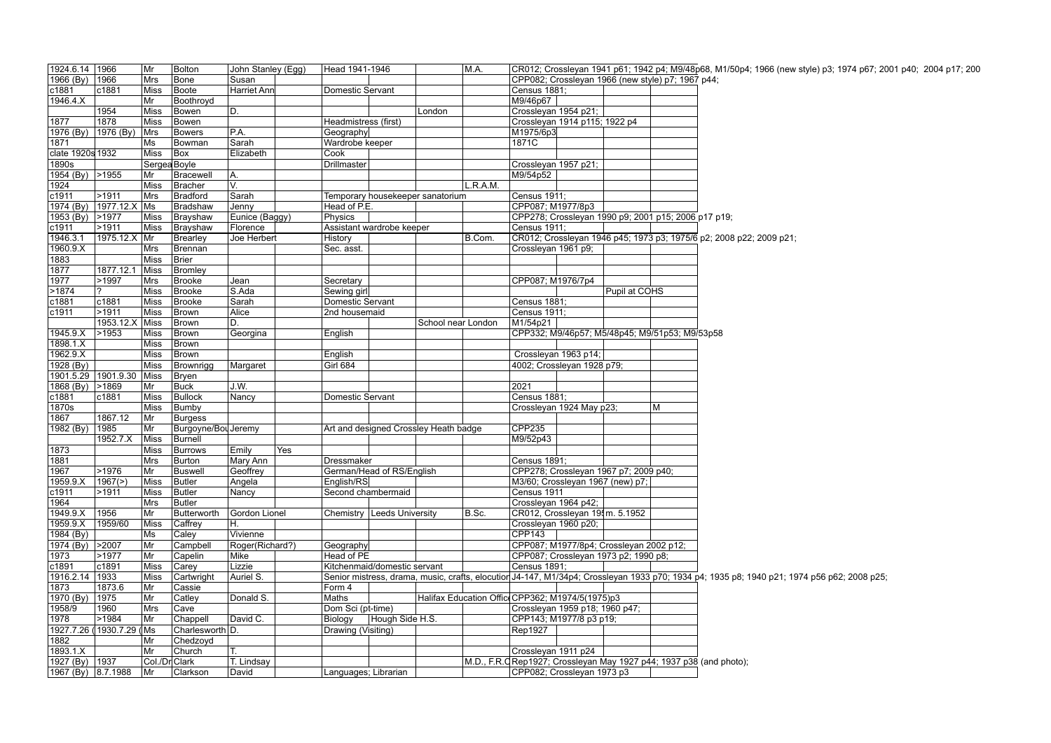| 1924.6.14 | 1966 | Mr | Bolton | John Stanley (Egg) | | Head 1941-1946 | | | M.A. | CR012; Crossleyan 1941 p61; 1942 p4; M9/48p68, M1/50p4; 1966 (new style) p3; 1974 p67; 2001 p40; 2004 p17; 200 | | | |
|---|---|---|---|---|---|---|---|---|---|---|---|---|---|
| 1966 (By) | 1966 | Mrs | Bone | Susan | | | | | | CPP082; Crossleyan 1966 (new style) p7; 1967 p44; | | | |
| c1881 | c1881 | Miss | Boote | Harriet Ann | | Domestic Servant | | | | Census 1881; | | | |
| 1946.4.X | | Mr | Boothroyd | | | | | | | M9/46p67 | | | |
| | 1954 | Miss | Bowen | D. | | | | London | | Crossleyan 1954 p21; | | | |
| 1877 | 1878 | Miss | Bowen | | | Headmistress (first) | | | | Crossleyan 1914 p115; 1922 p4 | | | |
| 1976 (By) | 1976 (By) | Mrs | Bowers | P.A. | | Geography | | | | M1975/6p3 | | | |
| 1871 | | Ms | Bowman | Sarah | | Wardrobe keeper | | | | 1871C | | | |
| clate 1920s | 1932 | Miss | Box | Elizabeth | | Cook | | | | | | | |
| 1890s | | Sergea | Boyle | | | Drillmaster | | | | Crossleyan 1957 p21; | | | |
| 1954 (By) | >1955 | Mr | Bracewell | A. | | | | | | M9/54p52 | | | |
| 1924 | | Miss | Bracher | V. | | | | | L.R.A.M. | | | | |
| c1911 | >1911 | Mrs | Bradford | Sarah | | Temporary housekeeper sanatorium | | | | Census 1911; | | | |
| 1974 (By) | 1977.12.X | Ms | Bradshaw | Jenny | | Head of P.E. | | | | CPP087; M1977/8p3 | | | |
| 1953 (By) | >1977 | Miss | Brayshaw | Eunice (Baggy) | | Physics | | | | CPP278; Crossleyan 1990 p9; 2001 p15; 2006 p17 p19; | | | |
| c1911 | >1911 | Miss | Brayshaw | Florence | | Assistant wardrobe keeper | | | | Census 1911; | | | |
| 1946.3.1 | 1975.12.X | Mr | Brearley | Joe Herbert | | History | | | B.Com. | CR012; Crossleyan 1946 p45; 1973 p3; 1975/6 p2; 2008 p22; 2009 p21; | | | |
| 1960.9.X | | Mrs | Brennan | | | Sec. asst. | | | | Crossleyan 1961 p9; | | | |
| 1883 | | Miss | Brier | | | | | | | | | | |
| 1877 | 1877.12.1 | Miss | Bromley | | | | | | | | | | |
| 1977 | >1997 | Mrs | Brooke | Jean | | Secretary | | | | CPP087; M1976/7p4 | | | |
| >1874 | ? | Miss | Brooke | S.Ada | | Sewing girl | | | | | | Pupil at COHS | |
| c1881 | c1881 | Miss | Brooke | Sarah | | Domestic Servant | | | | Census 1881; | | | |
| c1911 | >1911 | Miss | Brown | Alice | | 2nd housemaid | | | | Census 1911; | | | |
| | 1953.12.X | Miss | Brown | D. | | | | School near London | | M1/54p21 | | | |
| 1945.9.X | >1953 | Miss | Brown | Georgina | | English | | | | CPP332; M9/46p57; M5/48p45; M9/51p53; M9/53p58 | | | |
| 1898.1.X | | Miss | Brown | | | | | | | | | | |
| 1962.9.X | | Miss | Brown | | | English | | | | Crossleyan 1963 p14; | | | |
| 1928 (By) | | Miss | Brownrigg | Margaret | | Girl 684 | | | | 4002; Crossleyan 1928 p79; | | | |
| 1901.5.29 | 1901.9.30 | Miss | Bryen | | | | | | | | | | |
| 1868 (By) | >1869 | Mr | Buck | J.W. | | | | | | 2021 | | | |
| c1881 | c1881 | Miss | Bullock | Nancy | | Domestic Servant | | | | Census 1881; | | | |
| 1870s | | Miss | Bumby | | | | | | | Crossleyan 1924 May p23; | | | M |
| 1867 | 1867.12 | Mr | Burgess | | | | | | | | | | |
| 1982 (By) | 1985 | Mr | Burgoyne/Bou | Jeremy | | Art and designed Crossley Heath badge | | | | CPP235 | | | |
| | 1952.7.X | Miss | Burnell | | | | | | | M9/52p43 | | | |
| 1873 | | Miss | Burrows | Emily | Yes | | | | | | | | |
| 1881 | | Mrs | Burton | Mary Ann | | Dressmaker | | | | Census 1891; | | | |
| 1967 | >1976 | Mr | Buswell | Geoffrey | | German/Head of RS/English | | | | CPP278; Crossleyan 1967 p7; 2009 p40; | | | |
| 1959.9.X | 1967(>) | Miss | Butler | Angela | | English/RS | | | | M3/60; Crossleyan 1967 (new) p7; | | | |
| c1911 | >1911 | Miss | Butler | Nancy | | Second chambermaid | | | | Census 1911 | | | |
| 1964 | | Mrs | Butler | | | | | | | Crossleyan 1964 p42; | | | |
| 1949.9.X | 1956 | Mr | Butterworth | Gordon Lionel | | Chemistry | Leeds University | | B.Sc. | CR012, Crossleyan 19 m. 5.1952 | | | |
| 1959.9.X | 1959/60 | Miss | Caffrey | H. | | | | | | Crossleyan 1960 p20; | | | |
| 1984 (By) | | Ms | Caley | Vivienne | | | | | | CPP143 | | | |
| 1974 (By) | >2007 | Mr | Campbell | Roger(Richard?) | | Geography | | | | CPP087; M1977/8p4; Crossleyan 2002 p12; | | | |
| 1973 | >1977 | Mr | Capelin | Mike | | Head of PE | | | | CPP087; Crossleyan 1973 p2; 1990 p8; | | | |
| c1891 | c1891 | Miss | Carey | Lizzie | | Kitchenmaid/domestic servant | | | | Census 1891; | | | |
| 1916.2.14 | 1933 | Miss | Cartwright | Auriel S. | | Senior mistress, drama, music, crafts, elocution | | | | J4-147, M1/34p4; Crossleyan 1933 p70; 1934 p4; 1935 p8; 1940 p21; 1974 p56 p62; 2008 p25; | | | |
| 1873 | 1873.6 | Mr | Cassie | | | Form 4 | | | | | | | |
| 1970 (By) | 1975 | Mr | Catley | Donald S. | | Maths | | Halifax Education Office | | CPP362; M1974/5(1975)p3 | | | |
| 1958/9 | 1960 | Mrs | Cave | | | Dom Sci (pt-time) | | | | Crossleyan 1959 p18; 1960 p47; | | | |
| 1978 | >1984 | Mr | Chappell | David C. | | Biology | Hough Side H.S. | | | CPP143; M1977/8 p3 p19; | | | |
| 1927.7.26 ( | 1930.7.29 ( | Ms | Charlesworth | D. | | Drawing (Visiting) | | | | Rep1927 | | | |
| 1882 | | Mr | Chedzoyd | | | | | | | | | | |
| 1893.1.X | | Mr | Church | T. | | | | | | Crossleyan 1911 p24 | | | |
| 1927 (By) | 1937 | Col./Dr | Clark | T. Lindsay | | | | | M.D., F.R.C | Rep1927; Crossleyan May 1927 p44; 1937 p38 (and photo); | | | |
| 1967 (By) | 8.7.1988 | Mr | Clarkson | David | | Languages; Librarian | | | | CPP082; Crossleyan 1973 p3 | | | |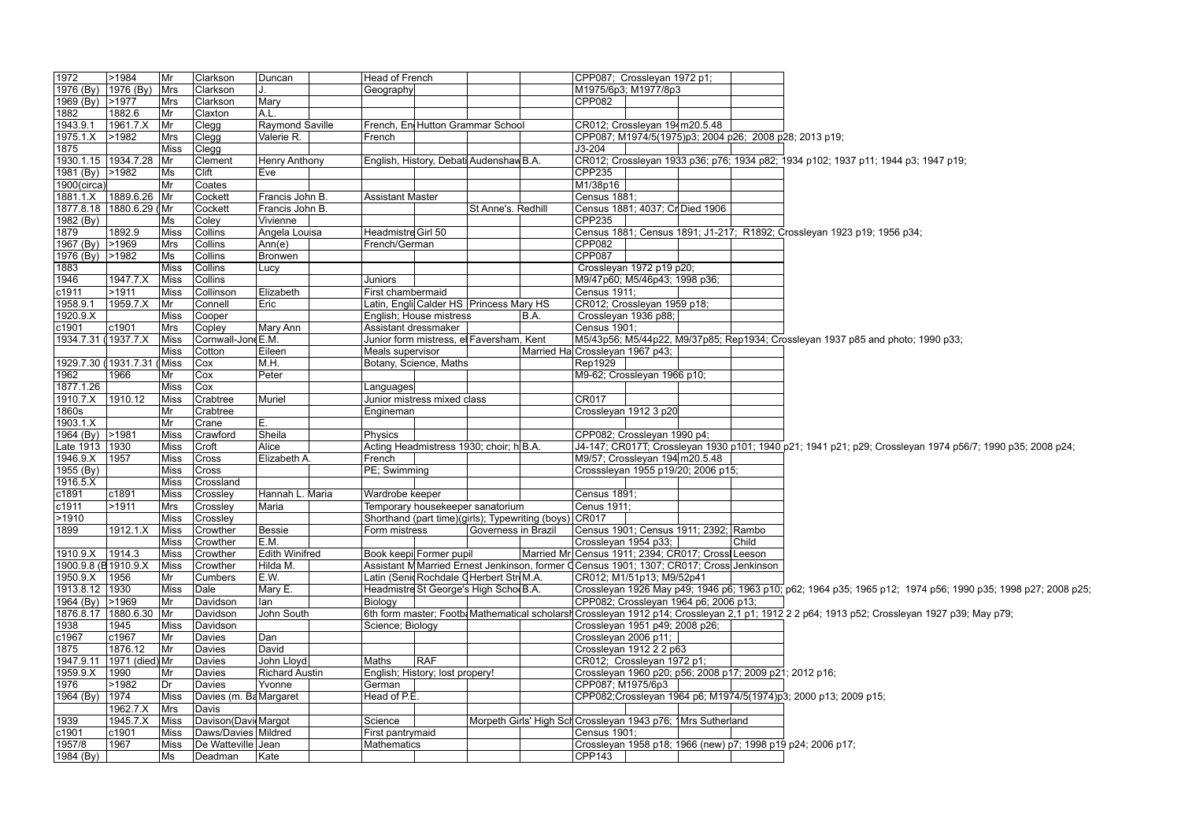| | | | | | | | | | | | | | |
|---|---|---|---|---|---|---|---|---|---|---|---|---|---|
| 1972 | >1984 | Mr | Clarkson | Duncan | | Head of French | | | | CPP087; Crossleyan 1972 p1; | | | |
| 1976 (By) | 1976 (By) | Mrs | Clarkson | J. | | Geography | | | | M1975/6p3; M1977/8p3 | | | |
| 1969 (By) | >1977 | Mrs | Clarkson | Mary | | | | | | CPP082 | | | |
| 1882 | 1882.6 | Mr | Claxton | A.L. | | | | | | | | | |
| 1943.9.1 | 1961.7.X | Mr | Clegg | Raymond Saville | | French, En | Hutton Grammar School | | | CR012; Crossleyan 19 | m20.5.48 | | |
| 1975.1.X | >1982 | Mrs | Clegg | Valerie R. | | French | | | | CPP087; M1974/5(1975)p3; 2004 p26; 2008 p28; 2013 p19; | | | |
| 1875 | | Miss | Clegg | | | | | | | J3-204 | | | |
| 1930.1.15 | 1934.7.28 | Mr | Clement | Henry Anthony | | English, History, Debati | Audenshaw | B.A. | | CR012; Crossleyan 1933 p36; p76; 1934 p82; 1934 p102; 1937 p11; 1944 p3; 1947 p19; | | | |
| 1981 (By) | >1982 | Ms | Clift | Eve | | | | | | CPP235 | | | |
| 1900(circa) | | Mr | Coates | | | | | | | M1/38p16 | | | |
| 1881.1.X | 1889.6.26 | Mr | Cockett | Francis John B. | | Assistant Master | | | | Census 1881; | | | |
| 1877.8.18 | 1880.6.29 ( | Mr | Cockett | Francis John B. | | | | St Anne's. Redhill | | Census 1881; 4037; Cr | Died 1906 | | |
| 1982 (By) | | Ms | Coley | Vivienne | | | | | | CPP235 | | | |
| 1879 | 1892.9 | Miss | Collins | Angela Louisa | | Headmistre | Girl 50 | | | Census 1881; Census 1891; J1-217; R1892; Crossleyan 1923 p19; 1956 p34; | | | |
| 1967 (By) | >1969 | Mrs | Collins | Ann(e) | | French/German | | | | CPP082 | | | |
| 1976 (By) | >1982 | Ms | Collins | Bronwen | | | | | | CPP087 | | | |
| 1883 | | Miss | Collins | Lucy | | | | | | Crossleyan 1972 p19 p20; | | | |
| 1946 | 1947.7.X | Miss | Collins | | | Juniors | | | | M9/47p60; M5/46p43; 1998 p36; | | | |
| c1911 | >1911 | Miss | Collinson | Elizabeth | | First chambermaid | | | | Census 1911; | | | |
| 1958.9.1 | 1959.7.X | Mr | Connell | Eric | | Latin, Engli | Calder HS | Princess Mary HS | | CR012; Crossleyan 1959 p18; | | | |
| 1920.9.X | | Miss | Cooper | | | English; House mistress | | | B.A. | Crossleyan 1936 p88; | | | |
| c1901 | c1901 | Mrs | Copley | Mary Ann | | Assistant dressmaker | | | | Census 1901; | | | |
| 1934.7.31 ( | 1937.7.X | Miss | Cornwall-Jone | E.M. | | Junior form mistress, el | Faversham, Kent | | | M5/43p56; M5/44p22, M9/37p85; Rep1934; Crossleyan 1937 p85 and photo; 1990 p33; | | | |
| | | Miss | Cotton | Eileen | | Meals supervisor | | | Married Ha | Crossleyan 1967 p43; | | | |
| 1929.7.30 ( | 1931.7.31 ( | Miss | Cox | M.H. | | Botany, Science, Maths | | | | Rep1929 | | | |
| 1962 | 1966 | Mr | Cox | Peter | | | | | | M9-62; Crossleyan 1966 p10; | | | |
| 1877.1.26 | | Miss | Cox | | | Languages | | | | | | | |
| 1910.7.X | 1910.12 | Miss | Crabtree | Muriel | | Junior mistress mixed class | | | | CR017 | | | |
| 1860s | | Mr | Crabtree | | | Engineman | | | | Crossleyan 1912 3 p20 | | | |
| 1903.1.X | | Mr | Crane | E. | | | | | | | | | |
| 1964 (By) | >1981 | Miss | Crawford | Sheila | | Physics | | | | CPP082; Crossleyan 1990 p4; | | | |
| Late 1913 | 1930 | Miss | Croft | Alice | | Acting Headmistress 1930; choir; h | | B.A. | | J4-147; CR017T; Crossleyan 1930 p101; 1940 p21; 1941 p21; p29; Crossleyan 1974 p56/7; 1990 p35; 2008 p24; | | | |
| 1946.9.X | 1957 | Miss | Cross | Elizabeth A. | | French | | | | M9/57; Crossleyan 194 | m20.5.48 | | |
| 1955 (By) | | Miss | Cross | | | PE; Swimming | | | | Crosssleyan 1955 p19/20; 2006 p15; | | | |
| 1916.5.X | | Miss | Crossland | | | | | | | | | | |
| c1891 | c1891 | Miss | Crossley | Hannah L. Maria | | Wardrobe keeper | | | | Census 1891; | | | |
| c1911 | >1911 | Mrs | Crossley | Maria | | Temporary housekeeper sanatorium | | | | Cenus 1911; | | | |
| >1910 | | Miss | Crossley | | | Shorthand (part time)(girls); Typewriting (boys) | | | | CR017 | | | |
| 1899 | 1912.1.X | Miss | Crowther | Bessie | | Form mistress | | Governess in Brazil | | Census 1901; Census 1911; 2392; | Rambo | | |
| | | Miss | Crowther | E.M. | | | | | | Crossleyan 1954 p33; | | Child | |
| 1910.9.X | 1914.3 | Miss | Crowther | Edith Winifred | | Book keepi | Former pupil | | Married Mr | Census 1911; 2394; CR017; Cross | Leeson | | |
| 1900.9.8 (B | 1910.9.X | Miss | Crowther | Hilda M. | | Assistant M | Married Ernest Jenkinson, former C | | | Census 1901; 1307; CR017; Cross | Jenkinson | | |
| 1950.9.X | 1956 | Mr | Cumbers | E.W. | | Latin (Seni | Rochdale G | Herbert Str | M.A. | CR012; M1/51p13; M9/52p41 | | | |
| 1913.8.12 | 1930 | Miss | Dale | Mary E. | | Headmistre | St George's High Scho | B.A. | | Crossleyan 1926 May p49; 1946 p6; 1963 p10; p62; 1964 p35; 1965 p12; 1974 p56; 1990 p35; 1998 p27; 2008 p25; | | | |
| 1964 (By) | >1969 | Mr | Davidson | Ian | | Biology | | | | CPP082; Crossleyan 1964 p6; 2006 p13; | | | |
| 1876.8.17 | 1880.6.30 | Mr | Davidson | John South | | 6th form master; Footb | Mathematical scholarsh | | | Crossleyan 1912 p14; Crossleyan 2,1 p1; 1912 2 2 p64; 1913 p52; Crossleyan 1927 p39; May p79; | | | |
| 1938 | 1945 | Miss | Davidson | | | Science; Biology | | | | Crossleyan 1951 p49; 2008 p26; | | | |
| c1967 | c1967 | Mr | Davies | Dan | | | | | | Crossleyan 2006 p11; | | | |
| 1875 | 1876.12 | Mr | Davies | David | | | | | | Crossleyan 1912 2 2 p63 | | | |
| 1947.9.11 | 1971 (died) | Mr | Davies | John Lloyd | | Maths | RAF | | | CR012; Crossleyan 1972 p1; | | | |
| 1959.9.X | 1990 | Mr | Davies | Richard Austin | | English; History; lost propery! | | | | Crossleyan 1960 p20; p56; 2008 p17; 2009 p21; 2012 p16; | | | |
| 1976 | >1982 | Dr | Davies | Yvonne | | German | | | | CPP087; M1975/6p3 | | | |
| 1964 (By) | 1974 | Miss | Davies (m. Ba | Margaret | | Head of P.E. | | | | CPP082;Crossleyan 1964 p6; M1974/5(1974)p3; 2000 p13; 2009 p15; | | | |
| | 1962.7.X | Mrs | Davis | | | | | | | | | | |
| 1939 | 1945.7.X | Miss | Davison(Davi | Margot | | Science | | Morpeth Girls' High Sch | | Crossleyan 1943 p76; 1 | Mrs Sutherland | | |
| c1901 | c1901 | Miss | Daws/Davies | Mildred | | First pantrymaid | | | | Census 1901; | | | |
| 1957/8 | 1967 | Miss | De Watteville | Jean | | Mathematics | | | | Crossleyan 1958 p18; 1966 (new) p7; 1998 p19 p24; 2006 p17; | | | |
| 1984 (By) | | Ms | Deadman | Kate | | | | | | CPP143 | | | |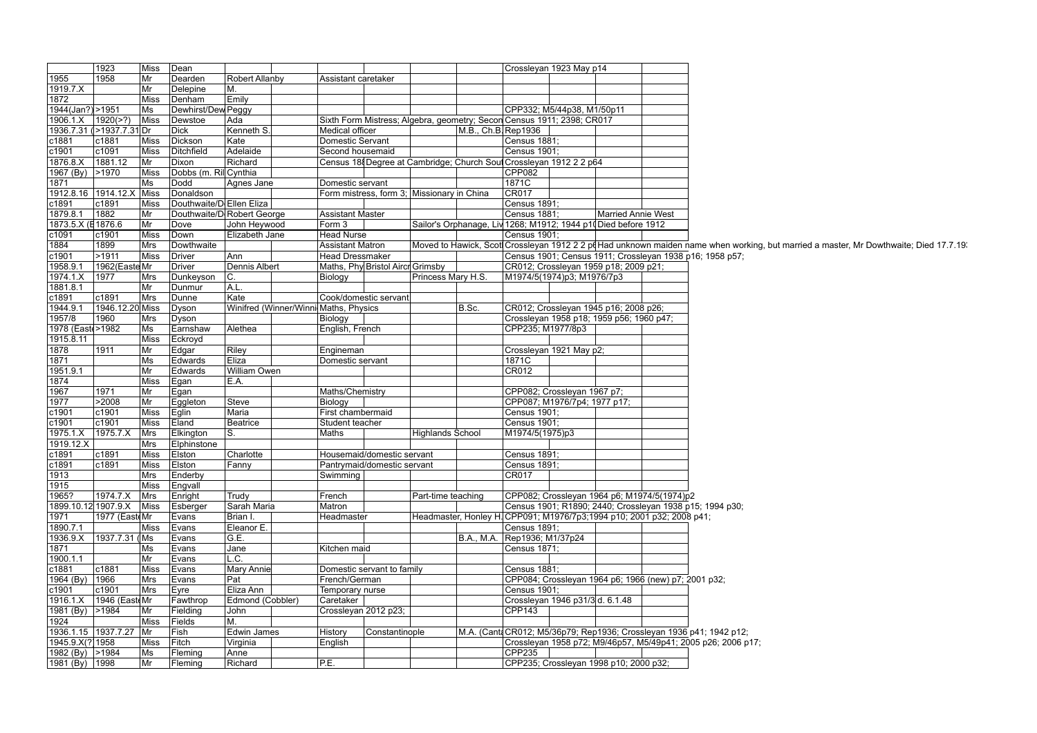| | | | | | | | | | | | | | |
|---|---|---|---|---|---|---|---|---|---|---|---|---|---|
| | 1923 | Miss | Dean | | | | | | | Crossleyan 1923 May p14 | | | |
| 1955 | 1958 | Mr | Dearden | Robert Allanby | | Assistant caretaker | | | | | | | |
| 1919.7.X | | Mr | Delepine | M. | | | | | | | | | |
| 1872 | | Miss | Denham | Emily | | | | | | | | | |
| 1944(Jan?) | >1951 | Ms | Dewhirst/Dew | Peggy | | | | | | CPP332; M5/44p38, M1/50p11 | | | |
| 1906.1.X | 1920(>?) | Miss | Dewstoe | Ada | | Sixth Form Mistress; Algebra, geometry; Secon | | | | Census 1911; 2398; CR017 | | | |
| 1936.7.31 | (>1937.7.31 | Dr | Dick | Kenneth S. | | Medical officer | | | M.B., Ch.B. | Rep1936 | | | |
| c1881 | c1881 | Miss | Dickson | Kate | | Domestic Servant | | | | Census 1881; | | | |
| c1901 | c1091 | Miss | Ditchfield | Adelaide | | Second housemaid | | | | Census 1901; | | | |
| 1876.8.X | 1881.12 | Mr | Dixon | Richard | | Census 18 | Degree at Cambridge; Church Sout | | | Crossleyan 1912 2 2 p64 | | | |
| 1967 (By) | >1970 | Miss | Dobbs (m. Ril | Cynthia | | | | | | CPP082 | | | |
| 1871 | | Ms | Dodd | Agnes Jane | | Domestic servant | | | | 1871C | | | |
| 1912.8.16 | 1914.12.X | Miss | Donaldson | | | Form mistress, form 3; | Missionary in China | | | CR017 | | | |
| c1891 | c1891 | Miss | Douthwaite/D | Ellen Eliza | | | | | | Census 1891; | | | |
| 1879.8.1 | 1882 | Mr | Douthwaite/D | Robert George | | Assistant Master | | | | Census 1881; | | Married Annie West | |
| 1873.5.X (E | 1876.6 | Mr | Dove | John Heywood | | Form 3 | | Sailor's Orphanage, Liv | | 1268; M1912; 1944 p1 | Died before 1912 | | |
| c1091 | c1901 | Miss | Down | Elizabeth Jane | | Head Nurse | | | | Census 1901; | | | |
| 1884 | 1899 | Mrs | Dowthwaite | | | Assistant Matron | | Moved to Hawick, Scot | | Crossleyan 1912 2 2 p6 | Had unknown maiden name when working, but married a master, Mr Dowthwaite; Died 17.7.19 | | |
| c1901 | >1911 | Miss | Driver | Ann | | Head Dressmaker | | | | Census 1901; Census 1911; Crossleyan 1938 p16; 1958 p57; | | | |
| 1958.9.1 | 1962(Easte | Mr | Driver | Dennis Albert | | Maths, Phy | Bristol Aircr | Grimsby | | CR012; Crossleyan 1959 p18; 2009 p21; | | | |
| 1974.1.X | 1977 | Mrs | Dunkeyson | C. | | Biology | | Princess Mary H.S. | | M1974/5(1974)p3; M1976/7p3 | | | |
| 1881.8.1 | | Mr | Dunmur | A.L. | | | | | | | | | |
| c1891 | c1891 | Mrs | Dunne | Kate | | Cook/domestic servant | | | | | | | |
| 1944.9.1 | 1946.12.20 | Miss | Dyson | Winifred (Winner/Winni | | Maths, Physics | | | B.Sc. | CR012; Crossleyan 1945 p16; 2008 p26; | | | |
| 1957/8 | 1960 | Mrs | Dyson | | | Biology | | | | Crossleyan 1958 p18; 1959 p56; 1960 p47; | | | |
| 1978 (Easte | >1982 | Ms | Earnshaw | Alethea | | English, French | | | | CPP235; M1977/8p3 | | | |
| 1915.8.11 | | Miss | Eckroyd | | | | | | | | | | |
| 1878 | 1911 | Mr | Edgar | Riley | | Engineman | | | | Crossleyan 1921 May p2; | | | |
| 1871 | | Ms | Edwards | Eliza | | Domestic servant | | | | 1871C | | | |
| 1951.9.1 | | Mr | Edwards | William Owen | | | | | | CR012 | | | |
| 1874 | | Miss | Egan | E.A. | | | | | | | | | |
| 1967 | 1971 | Mr | Egan | | | Maths/Chemistry | | | | CPP082; Crossleyan 1967 p7; | | | |
| 1977 | >2008 | Mr | Eggleton | Steve | | Biology | | | | CPP087; M1976/7p4; 1977 p17; | | | |
| c1901 | c1901 | Miss | Eglin | Maria | | First chambermaid | | | | Census 1901; | | | |
| c1901 | c1901 | Miss | Eland | Beatrice | | Student teacher | | | | Census 1901; | | | |
| 1975.1.X | 1975.7.X | Mrs | Elkington | S. | | Maths | | Highlands School | | M1974/5(1975)p3 | | | |
| 1919.12.X | | Mrs | Elphinstone | | | | | | | | | | |
| c1891 | c1891 | Miss | Elston | Charlotte | | Housemaid/domestic servant | | | | Census 1891; | | | |
| c1891 | c1891 | Miss | Elston | Fanny | | Pantrymaid/domestic servant | | | | Census 1891; | | | |
| 1913 | | Mrs | Enderby | | | Swimming | | | | CR017 | | | |
| 1915 | | Miss | Engvall | | | | | | | | | | |
| 1965? | 1974.7.X | Mrs | Enright | Trudy | | French | | Part-time teaching | | CPP082; Crossleyan 1964 p6; M1974/5(1974)p2 | | | |
| 1899.10.12 | 1907.9.X | Miss | Esberger | Sarah Maria | | Matron | | | | Census 1901; R1890; 2440; Crossleyan 1938 p15; 1994 p30; | | | |
| 1971 | 1977 (Easte | Mr | Evans | Brian I. | | Headmaster | | Headmaster, Honley H. | | CPP091; M1976/7p3;1994 p10; 2001 p32; 2008 p41; | | | |
| 1890.7.1 | | Miss | Evans | Eleanor E. | | | | | | Census 1891; | | | |
| 1936.9.X | 1937.7.31 | (Ms | Evans | G.E. | | | | | B.A., M.A. | Rep1936; M1/37p24 | | | |
| 1871 | | Ms | Evans | Jane | | Kitchen maid | | | | Census 1871; | | | |
| 1900.1.1 | | Mr | Evans | L.C. | | | | | | | | | |
| c1881 | c1881 | Miss | Evans | Mary Annie | | Domestic servant to family | | | | Census 1881; | | | |
| 1964 (By) | 1966 | Mrs | Evans | Pat | | French/German | | | | CPP084; Crossleyan 1964 p6; 1966 (new) p7; 2001 p32; | | | |
| c1901 | c1901 | Mrs | Eyre | Eliza Ann | | Temporary nurse | | | | Census 1901; | | | |
| 1916.1.X | 1946 (Easte | Mr | Fawthrop | Edmond (Cobbler) | | Caretaker | | | | Crossleyan 1946 p31/3 | d. 6.1.48 | | |
| 1981 (By) | >1984 | Mr | Fielding | John | | Crossleyan 2012 p23; | | | | CPP143 | | | |
| 1924 | | Miss | Fields | M. | | | | | | | | | |
| 1936.1.15 | 1937.7.27 | Mr | Fish | Edwin James | | History | Constantinople | | M.A. (Cant | CR012; M5/36p79; Rep1936; Crossleyan 1936 p41; 1942 p12; | | | |
| 1945.9.X(? | 1958 | Miss | Fitch | Virginia | | English | | | | Crossleyan 1958 p72; M9/46p57, M5/49p41; 2005 p26; 2006 p17; | | | |
| 1982 (By) | >1984 | Ms | Fleming | Anne | | | | | | CPP235 | | | |
| 1981 (By) | 1998 | Mr | Fleming | Richard | | P.E. | | | | CPP235; Crossleyan 1998 p10; 2000 p32; | | | |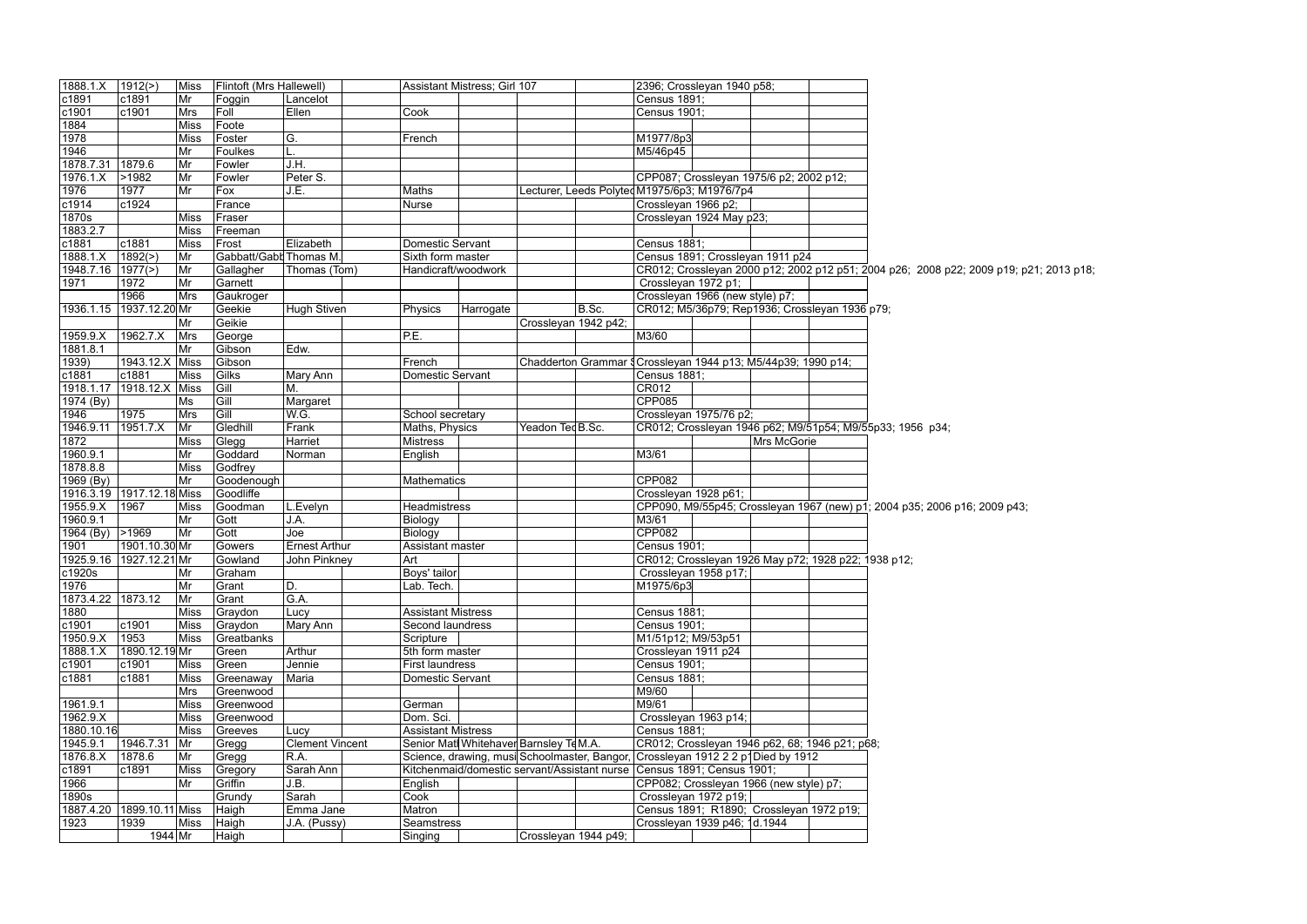| | | | | | | | | | | | | | |
|---|---|---|---|---|---|---|---|---|---|---|---|---|---|
| 1888.1.X | 1912(>) | Miss | Flintoft (Mrs Hallewell) | | | Assistant Mistress; Girl 107 | | | | 2396; Crossleyan 1940 p58; | | | |
| c1891 | c1891 | Mr | Foggin | Lancelot | | | | | | Census 1891; | | | |
| c1901 | c1901 | Mrs | Foll | Ellen | | Cook | | | | Census 1901; | | | |
| 1884 | | Miss | Foote | | | | | | | | | | |
| 1978 | | Miss | Foster | G. | | French | | | | M1977/8p3 | | | |
| 1946 | | Mr | Foulkes | L. | | | | | | M5/46p45 | | | |
| 1878.7.31 | 1879.6 | Mr | Fowler | J.H. | | | | | | | | | |
| 1976.1.X | >1982 | Mr | Fowler | Peter S. | | | | | | CPP087; Crossleyan 1975/6 p2; 2002 p12; | | | |
| 1976 | 1977 | Mr | Fox | J.E. | | Maths | | Lecturer, Leeds Polytec | | M1975/6p3; M1976/7p4 | | | |
| c1914 | c1924 | | France | | | Nurse | | | | Crossleyan 1966 p2; | | | |
| 1870s | | Miss | Fraser | | | | | | | Crossleyan 1924 May p23; | | | |
| 1883.2.7 | | Miss | Freeman | | | | | | | | | | |
| c1881 | c1881 | Miss | Frost | Elizabeth | | Domestic Servant | | | | Census 1881; | | | |
| 1888.1.X | 1892(>) | Mr | Gabbatt/Gabb | Thomas M. | | Sixth form master | | | | Census 1891; Crossleyan 1911 p24 | | | |
| 1948.7.16 | 1977(>) | Mr | Gallagher | Thomas (Tom) | | Handicraft/woodwork | | | | CR012; Crossleyan 2000 p12; 2002 p12 p51; 2004 p26; 2008 p22; 2009 p19; p21; 2013 p18; | | | |
| 1971 | 1972 | Mr | Garnett | | | | | | | Crossleyan 1972 p1; | | | |
| | 1966 | Mrs | Gaukroger | | | | | | | Crossleyan 1966 (new style) p7; | | | |
| 1936.1.15 | 1937.12.20 | Mr | Geekie | Hugh Stiven | | Physics | Harrogate | | B.Sc. | CR012; M5/36p79; Rep1936; Crossleyan 1936 p79; | | | |
| | | Mr | Geikie | | | | | Crossleyan 1942 p42; | | | | | |
| 1959.9.X | 1962.7.X | Mrs | George | | | P.E. | | | | M3/60 | | | |
| 1881.8.1 | | Mr | Gibson | Edw. | | | | | | | | | |
| 1939) | 1943.12.X | Miss | Gibson | | | French | | Chadderton Grammar S | | Crossleyan 1944 p13; M5/44p39; 1990 p14; | | | |
| c1881 | c1881 | Miss | Gilks | Mary Ann | | Domestic Servant | | | | Census 1881; | | | |
| 1918.1.17 | 1918.12.X | Miss | Gill | M. | | | | | | CR012 | | | |
| 1974 (By) | | Ms | Gill | Margaret | | | | | | CPP085 | | | |
| 1946 | 1975 | Mrs | Gill | W.G. | | School secretary | | | | Crossleyan 1975/76 p2; | | | |
| 1946.9.11 | 1951.7.X | Mr | Gledhill | Frank | | Maths, Physics | | Yeadon Tec | B.Sc. | CR012; Crossleyan 1946 p62; M9/51p54; M9/55p33; 1956 p34; | | | |
| 1872 | | Miss | Glegg | Harriet | | Mistress | | | | | | Mrs McGorie | |
| 1960.9.1 | | Mr | Goddard | Norman | | English | | | | M3/61 | | | |
| 1878.8.8 | | Miss | Godfrey | | | | | | | | | | |
| 1969 (By) | | Mr | Goodenough | | | Mathematics | | | | CPP082 | | | |
| 1916.3.19 | 1917.12.18 | Miss | Goodliffe | | | | | | | Crossleyan 1928 p61; | | | |
| 1955.9.X | 1967 | Miss | Goodman | L.Evelyn | | Headmistress | | | | CPP090, M9/55p45; Crossleyan 1967 (new) p1; 2004 p35; 2006 p16; 2009 p43; | | | |
| 1960.9.1 | | Mr | Gott | J.A. | | Biology | | | | M3/61 | | | |
| 1964 (By) | >1969 | Mr | Gott | Joe | | Biology | | | | CPP082 | | | |
| 1901 | 1901.10.30 | Mr | Gowers | Ernest Arthur | | Assistant master | | | | Census 1901; | | | |
| 1925.9.16 | 1927.12.21 | Mr | Gowland | John Pinkney | | Art | | | | CR012; Crossleyan 1926 May p72; 1928 p22; 1938 p12; | | | |
| c1920s | | Mr | Graham | | | Boys' tailor | | | | Crossleyan 1958 p17; | | | |
| 1976 | | Mr | Grant | D. | | Lab. Tech. | | | | M1975/6p3 | | | |
| 1873.4.22 | 1873.12 | Mr | Grant | G.A. | | | | | | | | | |
| 1880 | | Miss | Graydon | Lucy | | Assistant Mistress | | | | Census 1881; | | | |
| c1901 | c1901 | Miss | Graydon | Mary Ann | | Second laundress | | | | Census 1901; | | | |
| 1950.9.X | 1953 | Miss | Greatbanks | | | Scripture | | | | M1/51p12; M9/53p51 | | | |
| 1888.1.X | 1890.12.19 | Mr | Green | Arthur | | 5th form master | | | | Crossleyan 1911 p24 | | | |
| c1901 | c1901 | Miss | Green | Jennie | | First laundress | | | | Census 1901; | | | |
| c1881 | c1881 | Miss | Greenaway | Maria | | Domestic Servant | | | | Census 1881; | | | |
| | | Mrs | Greenwood | | | | | | | M9/60 | | | |
| 1961.9.1 | | Miss | Greenwood | | | German | | | | M9/61 | | | |
| 1962.9.X | | Miss | Greenwood | | | Dom. Sci. | | | | Crossleyan 1963 p14; | | | |
| 1880.10.16 | | Miss | Greeves | Lucy | | Assistant Mistress | | | | Census 1881; | | | |
| 1945.9.1 | 1946.7.31 | Mr | Gregg | Clement Vincent | | Senior Mat | Whitehaven | Barnsley Te | M.A. | CR012; Crossleyan 1946 p62, 68; 1946 p21; p68; | | | |
| 1876.8.X | 1878.6 | Mr | Gregg | R.A. | | Science, drawing, musi | | Schoolmaster, Bangor, | | Crossleyan 1912 2 2 p1 | Died by 1912 | | |
| c1891 | c1891 | Miss | Gregory | Sarah Ann | | Kitchenmaid/domestic servant/Assistant nurse | | | | Census 1891; Census 1901; | | | |
| 1966 | | Mr | Griffin | J.B. | | English | | | | CPP082; Crossleyan 1966 (new style) p7; | | | |
| 1890s | | | Grundy | Sarah | | Cook | | | | Crossleyan 1972 p19; | | | |
| 1887.4.20 | 1899.10.11 | Miss | Haigh | Emma Jane | | Matron | | | | Census 1891; R1890; Crossleyan 1972 p19; | | | |
| 1923 | 1939 | Miss | Haigh | J.A. (Pussy) | | Seamstress | | | | Crossleyan 1939 p46; | d.1944 | | |
| | 1944 | Mr | Haigh | | | Singing | | Crossleyan 1944 p49; | | | | | |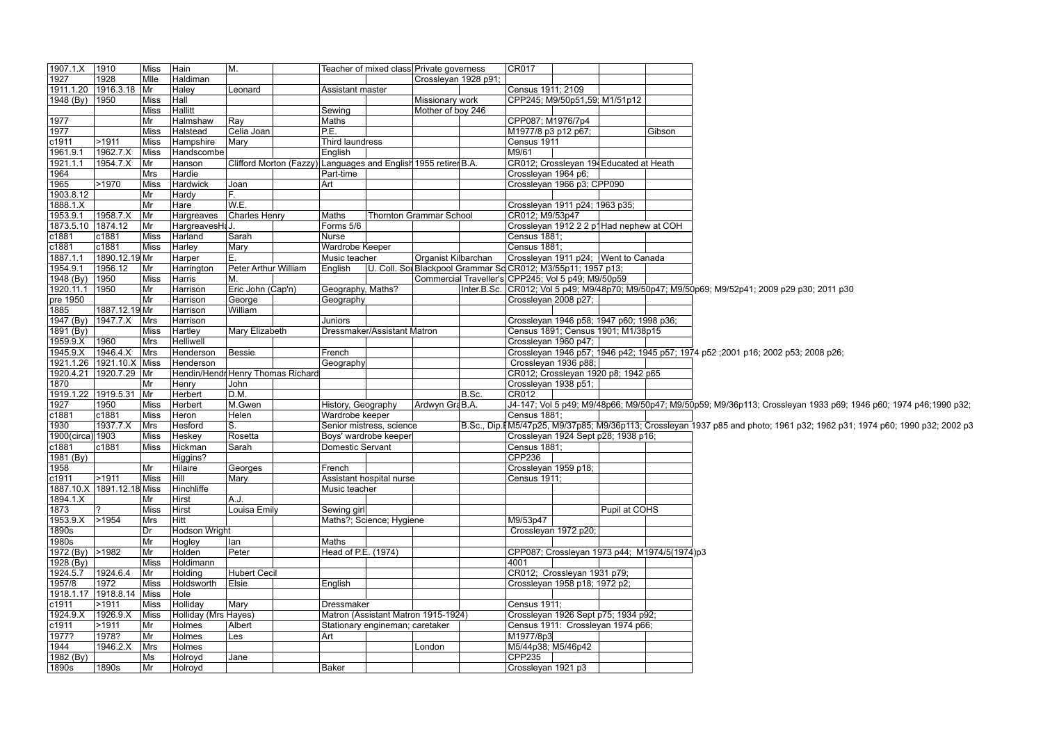| | | | | | | | | | | | | | | |
|---|---|---|---|---|---|---|---|---|---|---|---|---|---|---|
| 1907.1.X | 1910 | Miss | Hain | M. | | Teacher of mixed class | | Private governess | | CR017 | | | | |
| 1927 | 1928 | Mlle | Haldiman | | | | | Crossleyan 1928 p91; | | | | | | |
| 1911.1.20 | 1916.3.18 | Mr | Haley | Leonard | | Assistant master | | | | Census 1911; 2109 | | | | |
| 1948 (By) | 1950 | Miss | Hall | | | | | Missionary work | | CPP245; M9/50p51,59; M1/51p12 | | | | |
| | | Miss | Hallitt | | | Sewing | | Mother of boy 246 | | | | | | |
| 1977 | | Mr | Halmshaw | Ray | | Maths | | | | CPP087; M1976/7p4 | | | | |
| 1977 | | Miss | Halstead | Celia Joan | | P.E. | | | | M1977/8 p3 p12 p67; | | | Gibson | |
| c1911 | >1911 | Miss | Hampshire | Mary | | Third laundress | | | | Census 1911 | | | | |
| 1961.9.1 | 1962.7.X | Miss | Handscombe | | | English | | | | M9/61 | | | | |
| 1921.1.1 | 1954.7.X | Mr | Hanson | Clifford Morton (Fazzy) | | Languages and English | 1955 retired | B.A. | | CR012; Crossleyan 19 | Educated at Heath | | | |
| 1964 | | Mrs | Hardie | | | Part-time | | | | Crossleyan 1964 p6; | | | | |
| 1965 | >1970 | Miss | Hardwick | Joan | | Art | | | | Crossleyan 1966 p3; CPP090 | | | | |
| 1903.8.12 | | Mr | Hardy | F. | | | | | | | | | | |
| 1888.1.X | | Mr | Hare | W.E. | | | | | | Crossleyan 1911 p24; 1963 p35; | | | | |
| 1953.9.1 | 1958.7.X | Mr | Hargreaves | Charles Henry | | Maths | Thornton Grammar School | | | CR012; M9/53p47 | | | | |
| 1873.5.10 | 1874.12 | Mr | HargreavesH | J. | | Forms 5/6 | | | | Crossleyan 1912 2 2 p1 | Had nephew at COH | | | |
| c1881 | c1881 | Miss | Harland | Sarah | | Nurse | | | | Census 1881; | | | | |
| c1881 | c1881 | Miss | Harley | Mary | | Wardrobe Keeper | | | | Census 1881; | | | | |
| 1887.1.1 | 1890.12.19 | Mr | Harper | E. | | Music teacher | | Organist Kilbarchan | | Crossleyan 1911 p24; | Went to Canada | | | |
| 1954.9.1 | 1956.12 | Mr | Harrington | Peter Arthur William | | English | U. Coll. Sou | Blackpool Grammar Sc | | CR012; M3/55p11; 1957 p13; | | | | |
| 1948 (By) | 1950 | Miss | Harris | M. | | | | Commercial Traveller's | | CPP245; Vol 5 p49; M9/50p59 | | | | |
| 1920.11.1 | 1950 | Mr | Harrison | Eric John (Cap'n) | | Geography, Maths? | | | Inter.B.Sc. | CR012; Vol 5 p49; M9/48p70; M9/50p47; M9/50p69; M9/52p41; 2009 p29 p30; 2011 p30 | | | | |
| pre 1950 | | Mr | Harrison | George | | Geography | | | | Crossleyan 2008 p27; | | | | |
| 1885 | 1887.12.19 | Mr | Harrison | William | | | | | | | | | | |
| 1947 (By) | 1947.7.X | Mrs | Harrison | | | Juniors | | | | Crossleyan 1946 p58; 1947 p60; 1998 p36; | | | | |
| 1891 (By) | | Miss | Hartley | Mary Elizabeth | | Dressmaker/Assistant Matron | | | | Census 1891; Census 1901; M1/38p15 | | | | |
| 1959.9.X | 1960 | Mrs | Helliwell | | | | | | | Crossleyan 1960 p47; | | | | |
| 1945.9.X | 1946.4.X | Mrs | Henderson | Bessie | | French | | | | Crossleyan 1946 p57; 1946 p42; 1945 p57; 1974 p52 ;2001 p16; 2002 p53; 2008 p26; | | | | |
| 1921.1.26 | 1921.10.X | Miss | Henderson | | | Geography | | | | Crossleyan 1936 p88; | | | | |
| 1920.4.21 | 1920.7.29 | Mr | Hendin/Hendr | Henry Thomas Richard | | | | | | CR012; Crossleyan 1920 p8; 1942 p65 | | | | |
| 1870 | | Mr | Henry | John | | | | | | Crossleyan 1938 p51; | | | | |
| 1919.1.22 | 1919.5.31 | Mr | Herbert | D.M. | | | | | B.Sc. | CR012 | | | | |
| 1927 | 1950 | Miss | Herbert | M.Gwen | | History, Geography | | Ardwyn Gra | B.A. | J4-147; Vol 5 p49; M9/48p66; M9/50p47; M9/50p59; M9/36p113; Crossleyan 1933 p69; 1946 p60; 1974 p46;1990 p32; | | | | |
| c1881 | c1881 | Miss | Heron | Helen | | Wardrobe keeper | | | | Census 1881; | | | | |
| 1930 | 1937.7.X | Mrs | Hesford | S. | | Senior mistress, science | | | B.Sc., Dip.E | M5/47p25, M9/37p85; M9/36p113; Crossleyan 1937 p85 and photo; 1961 p32; 1962 p31; 1974 p60; 1990 p32; 2002 p3 | | | | |
| 1900(circa) | 1903 | Miss | Heskey | Rosetta | | Boys' wardrobe keeper | | | | Crossleyan 1924 Sept p28; 1938 p16; | | | | |
| c1881 | c1881 | Miss | Hickman | Sarah | | Domestic Servant | | | | Census 1881; | | | | |
| 1981 (By) | | | Higgins? | | | | | | | CPP236 | | | | |
| 1958 | | Mr | Hilaire | Georges | | French | | | | Crossleyan 1959 p18; | | | | |
| c1911 | >1911 | Miss | Hill | Mary | | Assistant hospital nurse | | | | Census 1911; | | | | |
| 1887.10.X | 1891.12.18 | Miss | Hinchliffe | | | Music teacher | | | | | | | | |
| 1894.1.X | | Mr | Hirst | A.J. | | | | | | | | | | |
| 1873 | ? | Miss | Hirst | Louisa Emily | | Sewing girl | | | | | | Pupil at COHS | | |
| 1953.9.X | >1954 | Mrs | Hitt | | | Maths?; Science; Hygiene | | | | M9/53p47 | | | | |
| 1890s | | Dr | Hodson Wright | | | | | | | Crossleyan 1972 p20; | | | | |
| 1980s | | Mr | Hogley | Ian | | Maths | | | | | | | | |
| 1972 (By) | >1982 | Mr | Holden | Peter | | Head of P.E. (1974) | | | | CPP087; Crossleyan 1973 p44; M1974/5(1974)p3 | | | | |
| 1928 (By) | | Miss | Holdimann | | | | | | | 4001 | | | | |
| 1924.5.7 | 1924.6.4 | Mr | Holding | Hubert Cecil | | | | | | CR012; Crossleyan 1931 p79; | | | | |
| 1957/8 | 1972 | Miss | Holdsworth | Elsie | | English | | | | Crossleyan 1958 p18; 1972 p2; | | | | |
| 1918.1.17 | 1918.8.14 | Miss | Hole | | | | | | | | | | | |
| c1911 | >1911 | Miss | Holliday | Mary | | Dressmaker | | | | Census 1911; | | | | |
| 1924.9.X | 1926.9.X | Miss | Holliday (Mrs Hayes) | | | Matron (Assistant Matron 1915-1924) | | | | Crossleyan 1926 Sept p75; 1934 p92; | | | | |
| c1911 | >1911 | Mr | Holmes | Albert | | Stationary engineman; caretaker | | | | Census 1911: Crossleyan 1974 p66; | | | | |
| 1977? | 1978? | Mr | Holmes | Les | | Art | | | | M1977/8p3 | | | | |
| 1944 | 1946.2.X | Mrs | Holmes | | | | | London | | M5/44p38; M5/46p42 | | | | |
| 1982 (By) | | Ms | Holroyd | Jane | | | | | | CPP235 | | | | |
| 1890s | 1890s | Mr | Holroyd | | | Baker | | | | Crossleyan 1921 p3 | | | | |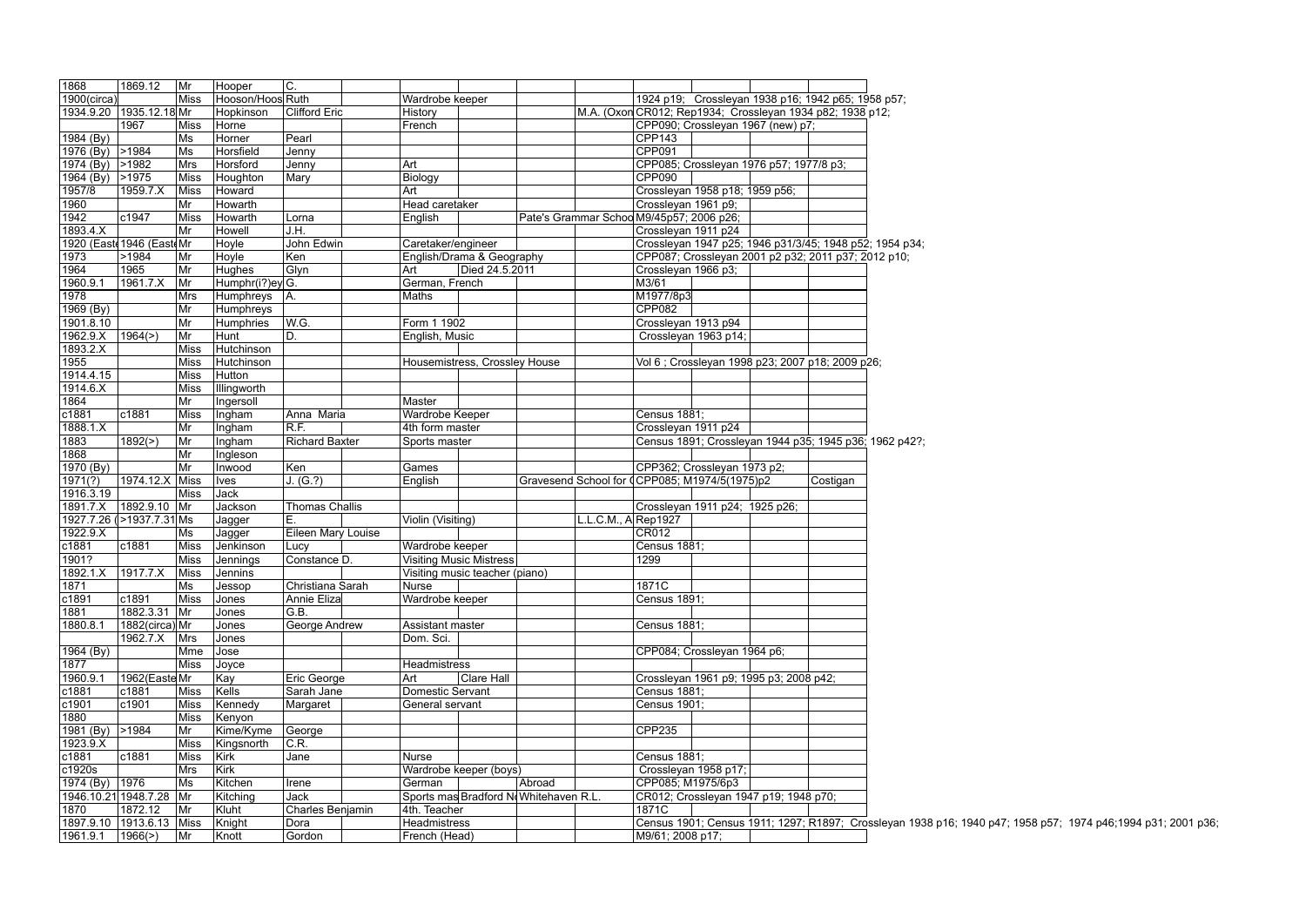| | | | | | | | | | | | | | |
|---|---|---|---|---|---|---|---|---|---|---|---|---|---|
| 1868 | 1869.12 | Mr | Hooper | C. | | | | | | | | | |
| 1900(circa) | | Miss | Hooson/Hoos | Ruth | | Wardrobe keeper | | | | 1924 p19; Crossleyan 1938 p16; 1942 p65; 1958 p57; | | | |
| 1934.9.20 | 1935.12.18 | Mr | Hopkinson | Clifford Eric | | History | | | M.A. (Oxon | CR012; Rep1934; Crossleyan 1934 p82; 1938 p12; | | | |
| | 1967 | Miss | Horne | | | French | | | | CPP090; Crossleyan 1967 (new) p7; | | | |
| 1984 (By) | | Ms | Horner | Pearl | | | | | | CPP143 | | | |
| 1976 (By) | >1984 | Ms | Horsfield | Jenny | | | | | | CPP091 | | | |
| 1974 (By) | >1982 | Mrs | Horsford | Jenny | | Art | | | | CPP085; Crossleyan 1976 p57; 1977/8 p3; | | | |
| 1964 (By) | >1975 | Miss | Houghton | Mary | | Biology | | | | CPP090 | | | |
| 1957/8 | 1959.7.X | Miss | Howard | | | Art | | | | Crossleyan 1958 p18; 1959 p56; | | | |
| 1960 | | Mr | Howarth | | | Head caretaker | | | | Crossleyan 1961 p9; | | | |
| 1942 | c1947 | Miss | Howarth | Lorna | | English | | Pate's Grammar Schoo | | M9/45p57; 2006 p26; | | | |
| 1893.4.X | | Mr | Howell | J.H. | | | | | | Crossleyan 1911 p24 | | | |
| 1920 (Easte | 1946 (Easte | Mr | Hoyle | John Edwin | | Caretaker/engineer | | | | Crossleyan 1947 p25; 1946 p31/3/45; 1948 p52; 1954 p34; | | | |
| 1973 | >1984 | Mr | Hoyle | Ken | | English/Drama & Geography | | | | CPP087; Crossleyan 2001 p2 p32; 2011 p37; 2012 p10; | | | |
| 1964 | 1965 | Mr | Hughes | Glyn | | Art | Died 24.5.2011 | | | Crossleyan 1966 p3; | | | |
| 1960.9.1 | 1961.7.X | Mr | Humphr(i?)ey | G. | | German, French | | | | M3/61 | | | |
| 1978 | | Mrs | Humphreys | A. | | Maths | | | | M1977/8p3 | | | |
| 1969 (By) | | Mr | Humphreys | | | | | | | CPP082 | | | |
| 1901.8.10 | | Mr | Humphries | W.G. | | Form 1 1902 | | | | Crossleyan 1913 p94 | | | |
| 1962.9.X | 1964(>) | Mr | Hunt | D. | | English, Music | | | | Crossleyan 1963 p14; | | | |
| 1893.2.X | | Miss | Hutchinson | | | | | | | | | | |
| 1955 | | Miss | Hutchinson | | | Housemistress, Crossley House | | | | Vol 6 ; Crossleyan 1998 p23; 2007 p18; 2009 p26; | | | |
| 1914.4.15 | | Miss | Hutton | | | | | | | | | | |
| 1914.6.X | | Miss | Illingworth | | | | | | | | | | |
| 1864 | | Mr | Ingersoll | | | Master | | | | | | | |
| c1881 | c1881 | Miss | Ingham | Anna Maria | | Wardrobe Keeper | | | | Census 1881; | | | |
| 1888.1.X | | Mr | Ingham | R.F. | | 4th form master | | | | Crossleyan 1911 p24 | | | |
| 1883 | 1892(>) | Mr | Ingham | Richard Baxter | | Sports master | | | | Census 1891; Crossleyan 1944 p35; 1945 p36; 1962 p42?; | | | |
| 1868 | | Mr | Ingleson | | | | | | | | | | |
| 1970 (By) | | Mr | Inwood | Ken | | Games | | | | CPP362; Crossleyan 1973 p2; | | | |
| 1971(?) | 1974.12.X | Miss | Ives | J. (G.?) | | English | | Gravesend School for ( | | CPP085; M1974/5(1975)p2 | | | Costigan |
| 1916.3.19 | | Miss | Jack | | | | | | | | | | |
| 1891.7.X | 1892.9.10 | Mr | Jackson | Thomas Challis | | | | | | Crossleyan 1911 p24; 1925 p26; | | | |
| 1927.7.26 ( | >1937.7.31 | Ms | Jagger | E. | | Violin (Visiting) | | | L.L.C.M., A | Rep1927 | | | |
| 1922.9.X | | Ms | Jagger | Eileen Mary Louise | | | | | | CR012 | | | |
| c1881 | c1881 | Miss | Jenkinson | Lucy | | Wardrobe keeper | | | | Census 1881; | | | |
| 1901? | | Miss | Jennings | Constance D. | | Visiting Music Mistress | | | | 1299 | | | |
| 1892.1.X | 1917.7.X | Miss | Jennins | | | Visiting music teacher (piano) | | | | | | | |
| 1871 | | Ms | Jessop | Christiana Sarah | | Nurse | | | | 1871C | | | |
| c1891 | c1891 | Miss | Jones | Annie Eliza | | Wardrobe keeper | | | | Census 1891; | | | |
| 1881 | 1882.3.31 | Mr | Jones | G.B. | | | | | | | | | |
| 1880.8.1 | 1882(circa) | Mr | Jones | George Andrew | | Assistant master | | | | Census 1881; | | | |
| | 1962.7.X | Mrs | Jones | | | Dom. Sci. | | | | | | | |
| 1964 (By) | | Mme | Jose | | | | | | | CPP084; Crossleyan 1964 p6; | | | |
| 1877 | | Miss | Joyce | | | Headmistress | | | | | | | |
| 1960.9.1 | 1962(Easte | Mr | Kay | Eric George | | Art | Clare Hall | | | Crossleyan 1961 p9; 1995 p3; 2008 p42; | | | |
| c1881 | c1881 | Miss | Kells | Sarah Jane | | Domestic Servant | | | | Census 1881; | | | |
| c1901 | c1901 | Miss | Kennedy | Margaret | | General servant | | | | Census 1901; | | | |
| 1880 | | Miss | Kenyon | | | | | | | | | | |
| 1981 (By) | >1984 | Mr | Kime/Kyme | George | | | | | | CPP235 | | | |
| 1923.9.X | | Miss | Kingsnorth | C.R. | | | | | | | | | |
| c1881 | c1881 | Miss | Kirk | Jane | | Nurse | | | | Census 1881; | | | |
| c1920s | | Mrs | Kirk | | | Wardrobe keeper (boys) | | | | Crossleyan 1958 p17; | | | |
| 1974 (By) | 1976 | Ms | Kitchen | Irene | | German | | Abroad | | CPP085; M1975/6p3 | | | |
| 1946.10.21 | 1948.7.28 | Mr | Kitching | Jack | | Sports mas | Bradford N | Whitehaven R.L. | | CR012; Crossleyan 1947 p19; 1948 p70; | | | |
| 1870 | 1872.12 | Mr | Kluht | Charles Benjamin | | 4th. Teacher | | | | 1871C | | | |
| 1897.9.10 | 1913.6.13 | Miss | Knight | Dora | | Headmistress | | | | Census 1901; Census 1911; 1297; R1897; Crossleyan 1938 p16; 1940 p47; 1958 p57; 1974 p46;1994 p31; 2001 p36; | | | |
| 1961.9.1 | 1966(>) | Mr | Knott | Gordon | | French (Head) | | | | M9/61; 2008 p17; | | | |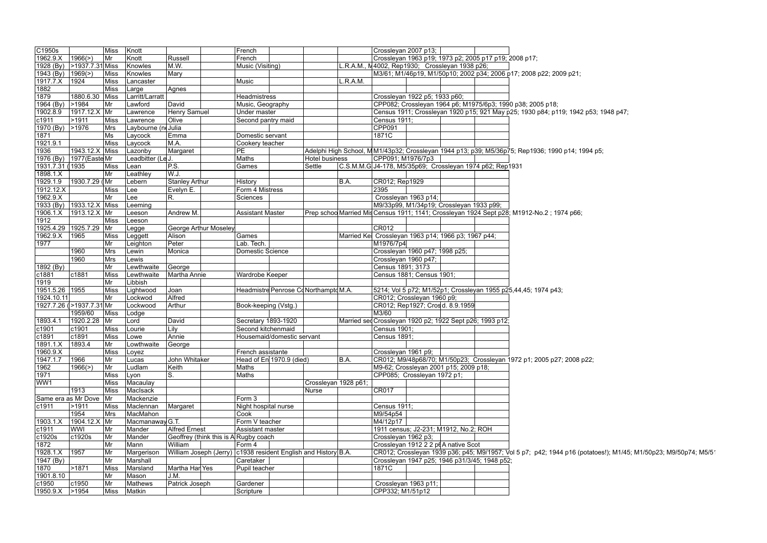| | | | | | | | | | | | | | | | |
|---|---|---|---|---|---|---|---|---|---|---|---|---|---|---|---|
| C1950s | | Miss | Knott | | | French | | | | Crossleyan 2007 p13; | | | | | |
| 1962.9.X | 1966(>) | Mr | Knott | Russell | | French | | | | Crossleyan 1963 p19; 1973 p2; 2005 p17 p19; 2008 p17; | | | | | |
| 1928 (By) | >1937.7.31 | Miss | Knowles | M.W. | | Music (Visiting) | | | L.R.A.M., M | 4002, Rep1930; Crossleyan 1938 p26; | | | | | |
| 1943 (By) | 1969(>) | Miss | Knowles | Mary | | | | | | M3/61; M1/46p19, M1/50p10; 2002 p34; 2006 p17; 2008 p22; 2009 p21; | | | | | |
| 1917.7.X | 1924 | Miss | Lancaster | | | Music | | | L.R.A.M. | | | | | | |
| 1882 | | Miss | Large | Agnes | | | | | | | | | | | |
| 1879 | 1880.6.30 | Miss | Larritt/Larratt | | | Headmistress | | | | Crossleyan 1922 p5; 1933 p60; | | | | | |
| 1964 (By) | >1984 | Mr | Lawford | David | | Music, Geography | | | | CPP082; Crossleyan 1964 p6; M1975/6p3; 1990 p38; 2005 p18; | | | | | |
| 1902.8.9 | 1917.12.X | Mr | Lawrence | Henry Samuel | | Under master | | | | Census 1911; Crossleyan 1920 p15; 921 May p25; 1930 p84; p119; 1942 p53; 1948 p47; | | | | | |
| c1911 | >1911 | Miss | Lawrence | Olive | | Second pantry maid | | | | Census 1911; | | | | | |
| 1970 (By) | >1976 | Mrs | Laybourne (ne | Julia | | | | | | CPP091 | | | | | |
| 1871 | | Ms | Laycock | Emma | | Domestic servant | | | | 1871C | | | | | |
| 1921.9.1 | | Miss | Laycock | M.A. | | Cookery teacher | | | | | | | | | |
| 1936 | 1943.12.X | Miss | Lazonby | Margaret | | PE | | Adelphi High School, M | | M1/43p32; Crossleyan 1944 p13; p39; M5/36p75; Rep1936; 1990 p14; 1994 p5; | | | | | |
| 1976 (By) | 1977(Easte | Mr | Leadbitter (Le | J. | | Maths | | Hotel business | | CPP091; M1976/7p3 | | | | | |
| 1931.7.31 ( | 1935 | Miss | Lean | P.S. | | Games | | Settle | C.S.M.M.G | J4-178, M5/35p69; Crossleyan 1974 p62; Rep1931 | | | | | |
| 1898.1.X | | Mr | Leathley | W.J. | | | | | | | | | | | |
| 1929.1.9 | 1930.7.29 ( | Mr | Lebern | Stanley Arthur | | History | | | B.A. | CR012; Rep1929 | | | | | |
| 1912.12.X | | Miss | Lee | Evelyn E. | | Form 4 Mistress | | | | 2395 | | | | | |
| 1962.9.X | | Mr | Lee | R. | | Sciences | | | | Crossleyan 1963 p14; | | | | | |
| 1933 (By) | 1933.12.X | Miss | Leeming | | | | | | | M9/33p99, M1/34p19; Crossleyan 1933 p99; | | | | | |
| 1906.1.X | 1913.12.X | Mr | Leeson | Andrew M. | | Assistant Master | | Prep schoo | Married Mis | Census 1911; 1141; Crossleyan 1924 Sept p28; M1912-No.2 ; 1974 p66; | | | | | |
| 1912 | | Miss | Leeson | | | | | | | | | | | | |
| 1925.4.29 | 1925.7.29 | Mr | Legge | George Arthur Moseley | | | | | | CR012 | | | | | |
| 1962.9.X | 1965 | Miss | Leggett | Alison | | Games | | | Married Ke | Crossleyan 1963 p14; 1966 p3; 1967 p44; | | | | | |
| 1977 | | Mr | Leighton | Peter | | Lab. Tech. | | | | M1976/7p4 | | | | | |
| | 1960 | Mrs | Lewin | Monica | | Domestic Science | | | | Crossleyan 1960 p47; 1998 p25; | | | | | |
| | 1960 | Mrs | Lewis | | | | | | | Crossleyan 1960 p47; | | | | | |
| 1892 (By) | | Mr | Lewthwaite | George | | | | | | Census 1891; 3173 | | | | | |
| c1881 | c1881 | Miss | Lewthwaite | Martha Annie | | Wardrobe Keeper | | | | Census 1881; Census 1901; | | | | | |
| 1919 | | Mr | Libbish | | | | | | | | | | | | |
| 1951.5.26 | 1955 | Miss | Lightwood | Joan | | Headmistre | Penrose Co | Northampto | M.A. | 5214; Vol 5 p72; M1/52p1; Crossleyan 1955 p25,44,45; 1974 p43; | | | | | |
| 1924.10.11 | | Mr | Lockwod | Alfred | | | | | | CR012; Crossleyan 1960 p9; | | | | | |
| 1927.7.26 ( | >1937.7.31 | Mr | Lockwood | Arthur | | Book-keeping (Vstg.) | | | | CR012; Rep1927; Cros | d. 8.9.1959 | | | | |
| | 1959/60 | Miss | Lodge | | | | | | | M3/60 | | | | | |
| 1893.4.1 | 1920.2.28 | Mr | Lord | David | | Secretary 1893-1920 | | | Married sec | Crossleyan 1920 p2; 1922 Sept p26; 1993 p12; | | | | | |
| c1901 | c1901 | Miss | Lourie | Lily | | Second kitchenmaid | | | | Census 1901; | | | | | |
| c1891 | c1891 | Miss | Lowe | Annie | | Housemaid/domestic servant | | | | Census 1891; | | | | | |
| 1891.1.X | 1893.4 | Mr | Lowthwaite | George | | | | | | | | | | | |
| 1960.9.X | | Miss | Loyez | | | French assistante | | | | Crossleyan 1961 p9; | | | | | |
| 1947.1.7 | 1966 | Mr | Lucas | John Whitaker | | Head of En | 1970.9 (died) | | B.A. | CR012; M9/48p68/70; M1/50p23; Crossleyan 1972 p1; 2005 p27; 2008 p22; | | | | | |
| 1962 | 1966(>) | Mr | Ludlam | Keith | | Maths | | | | M9-62; Crossleyan 2001 p15; 2009 p18; | | | | | |
| 1971 | | Miss | Lyon | S. | | Maths | | | | CPP085; Crossleyan 1972 p1; | | | | | |
| WW1 | | Miss | Macaulay | | | | | Crossleyan 1928 p61; | | | | | | | |
| | 1913 | Miss | MacIsack | | | | | Nurse | | CR017 | | | | | |
| Same era as Mr Dove | | Mr | Mackenzie | | | Form 3 | | | | | | | | | |
| c1911 | >1911 | Miss | Maclennan | Margaret | | Night hospital nurse | | | | Census 1911; | | | | | |
| | 1954 | Mrs | MacMahon | | | Cook | | | | M9/54p54 | | | | | |
| 1903.1.X | 1904.12.X | Mr | Macmanaway | G.T. | | Form V teacher | | | | M4/12p17 | | | | | |
| c1911 | WWI | Mr | Mander | Alfred Ernest | | Assistant master | | | | 1911 census; J2-231; M1912, No.2; ROH | | | | | |
| c1920s | c1920s | Mr | Mander | Geoffrey (think this is A | | Rugby coach | | | | Crossleyan 1962 p3; | | | | | |
| 1872 | | Mr | Mann | William | | Form 4 | | | | Crossleyan 1912 2 2 p | A native Scot | | | | |
| 1928.1.X | 1957 | Mr | Margerison | William Joseph (Jerry) | | c1938 resident English and History | | | B.A. | CR012; Crossleyan 1939 p36; p45; M9/1957; Vol 5 p7; p42; 1944 p16 (potatoes!); M1/45; M1/50p23; M9/50p74; M5/5 | | | | | |
| 1947 (By) | | Mr | Marshall | | | Caretaker | | | | Crossleyan 1947 p25; 1946 p31/3/45; 1948 p52; | | | | | |
| 1870 | >1871 | Miss | Marsland | Martha Har | Yes | Pupil teacher | | | | 1871C | | | | | |
| 1901.8.10 | | Mr | Mason | J.M. | | | | | | | | | | | |
| c1950 | c1950 | Mr | Mathews | Patrick Joseph | | Gardener | | | | Crossleyan 1963 p11; | | | | | |
| 1950.9.X | >1954 | Miss | Matkin | | | Scripture | | | | CPP332; M1/51p12 | | | | | |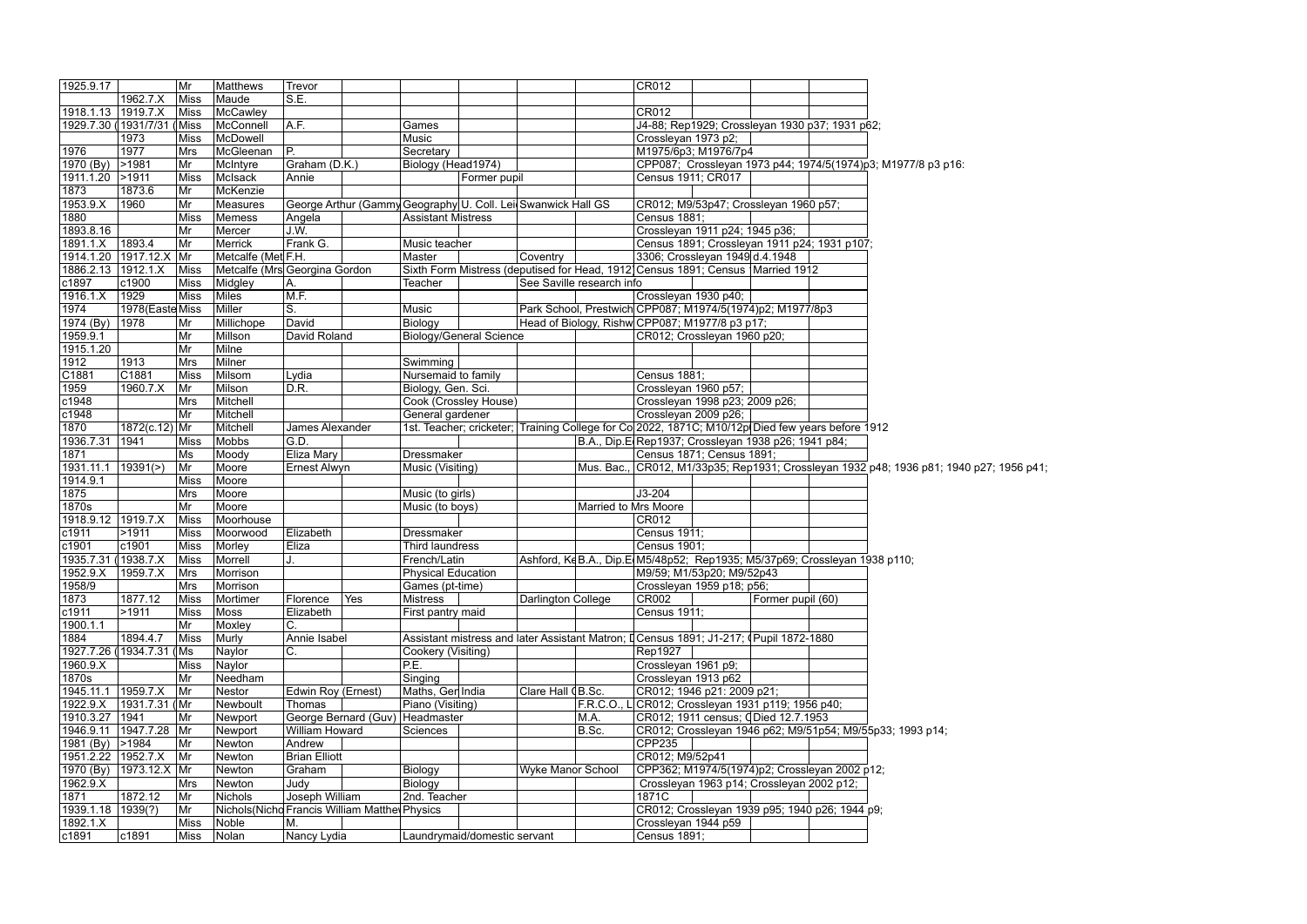| | | | | | | | | | | | | | | |
|---|---|---|---|---|---|---|---|---|---|---|---|---|---|---|
| 1925.9.17 | | Mr | Matthews | Trevor | | | | | | CR012 | | | | |
| | 1962.7.X | Miss | Maude | S.E. | | | | | | | | | | |
| 1918.1.13 | 1919.7.X | Miss | McCawley | | | | | | | CR012 | | | | |
| 1929.7.30 | (1931/7/31 | (Miss | McConnell | A.F. | | Games | | | | J4-88; Rep1929; Crossleyan 1930 p37; 1931 p62; | | | | |
| | 1973 | Miss | McDowell | | | Music | | | | Crossleyan 1973 p2; | | | | |
| 1976 | 1977 | Mrs | McGleenan | P. | | Secretary | | | | M1975/6p3; M1976/7p4 | | | | |
| 1970 (By) | >1981 | Mr | McIntyre | Graham (D.K.) | | Biology (Head1974) | | | | CPP087; Crossleyan 1973 p44; 1974/5(1974)p3; M1977/8 p3 p16: | | | | |
| 1911.1.20 | >1911 | Miss | McIsack | Annie | | | Former pupil | | | Census 1911; CR017 | | | | |
| 1873 | 1873.6 | Mr | McKenzie | | | | | | | | | | | |
| 1953.9.X | 1960 | Mr | Measures | George Arthur (Gammy | | Geography | U. Coll. Lei | Swanwick Hall GS | | CR012; M9/53p47; Crossleyan 1960 p57; | | | | |
| 1880 | | Miss | Memess | Angela | | Assistant Mistress | | | | Census 1881; | | | | |
| 1893.8.16 | | Mr | Mercer | J.W. | | | | | | Crossleyan 1911 p24; 1945 p36; | | | | |
| 1891.1.X | 1893.4 | Mr | Merrick | Frank G. | | Music teacher | | | | Census 1891; Crossleyan 1911 p24; 1931 p107; | | | | |
| 1914.1.20 | 1917.12.X | Mr | Metcalfe (Met | F.H. | | Master | | Coventry | | 3306; Crossleyan 1949 | d.4.1948 | | | |
| 1886.2.13 | 1912.1.X | Miss | Metcalfe (Mrs | Georgina Gordon | | Sixth Form Mistress (deputised for Head, 1912) | | | | Census 1891; Census | Married 1912 | | | |
| c1897 | c1900 | Miss | Midgley | A. | | Teacher | | See Saville research info | | | | | | |
| 1916.1.X | 1929 | Miss | Miles | M.F. | | | | | | Crossleyan 1930 p40; | | | | |
| 1974 | 1978(Easte | Miss | Miller | S. | | Music | | Park School, Prestwich | | CPP087; M1974/5(1974)p2; M1977/8p3 | | | | |
| 1974 (By) | 1978 | Mr | Millichope | David | | Biology | | Head of Biology, Rishw | | CPP087; M1977/8 p3 p17; | | | | |
| 1959.9.1 | | Mr | Millson | David Roland | | Biology/General Science | | | | CR012; Crossleyan 1960 p20; | | | | |
| 1915.1.20 | | Mr | Milne | | | | | | | | | | | |
| 1912 | 1913 | Mrs | Milner | | | Swimming | | | | | | | | |
| C1881 | C1881 | Miss | Milsom | Lydia | | Nursemaid to family | | | | Census 1881; | | | | |
| 1959 | 1960.7.X | Mr | Milson | D.R. | | Biology, Gen. Sci. | | | | Crossleyan 1960 p57; | | | | |
| c1948 | | Mrs | Mitchell | | | Cook (Crossley House) | | | | Crossleyan 1998 p23; 2009 p26; | | | | |
| c1948 | | Mr | Mitchell | | | General gardener | | | | Crossleyan 2009 p26; | | | | |
| 1870 | 1872(c.12) | Mr | Mitchell | James Alexander | | 1st. Teacher; cricketer; | | Training College for Co | | 2022, 1871C; M10/12p | Died few years before 1912 | | | |
| 1936.7.31 | 1941 | Miss | Mobbs | G.D. | | | | | B.A., Dip.E | Rep1937; Crossleyan 1938 p26; 1941 p84; | | | | |
| 1871 | | Ms | Moody | Eliza Mary | | Dressmaker | | | | Census 1871; Census 1891; | | | | |
| 1931.11.1 | 19391(>) | Mr | Moore | Ernest Alwyn | | Music (Visiting) | | | Mus. Bac., | CR012, M1/33p35; Rep1931; Crossleyan 1932 p48; 1936 p81; 1940 p27; 1956 p41; | | | | |
| 1914.9.1 | | Miss | Moore | | | | | | | | | | | |
| 1875 | | Mrs | Moore | | | Music (to girls) | | | | J3-204 | | | | |
| 1870s | | Mr | Moore | | | Music (to boys) | | | Married to Mrs Moore | | | | | |
| 1918.9.12 | 1919.7.X | Miss | Moorhouse | | | | | | | CR012 | | | | |
| c1911 | >1911 | Miss | Moorwood | Elizabeth | | Dressmaker | | | | Census 1911; | | | | |
| c1901 | c1901 | Miss | Morley | Eliza | | Third laundress | | | | Census 1901; | | | | |
| 1935.7.31 | (1938.7.X | Miss | Morrell | J. | | French/Latin | | Ashford, Ke | B.A., Dip.E | M5/48p52; Rep1935; M5/37p69; Crossleyan 1938 p110; | | | | |
| 1952.9.X | 1959.7.X | Mrs | Morrison | | | Physical Education | | | | M9/59; M1/53p20; M9/52p43 | | | | |
| 1958/9 | | Mrs | Morrison | | | Games (pt-time) | | | | Crossleyan 1959 p18; p56; | | | | |
| 1873 | 1877.12 | Miss | Mortimer | Florence | Yes | Mistress | | Darlington College | | CR002 | | Former pupil (60) | | |
| c1911 | >1911 | Miss | Moss | Elizabeth | | First pantry maid | | | | Census 1911; | | | | |
| 1900.1.1 | | Mr | Moxley | C. | | | | | | | | | | |
| 1884 | 1894.4.7 | Miss | Murly | Annie Isabel | | Assistant mistress and later Assistant Matron; | | | | Census 1891; J1-217; | Pupil 1872-1880 | | | |
| 1927.7.26 | (1934.7.31 | (Ms | Naylor | C. | | Cookery (Visiting) | | | | Rep1927 | | | | |
| 1960.9.X | | Miss | Naylor | | | P.E. | | | | Crossleyan 1961 p9; | | | | |
| 1870s | | Mr | Needham | | | Singing | | | | Crossleyan 1913 p62 | | | | |
| 1945.11.1 | 1959.7.X | Mr | Nestor | Edwin Roy (Ernest) | | Maths, Ger | India | Clare Hall ( | B.Sc. | CR012; 1946 p21: 2009 p21; | | | | |
| 1922.9.X | 1931.7.31 | (Mr | Newboult | Thomas | | Piano (Visiting) | | | F.R.C.O., L | CR012; Crossleyan 1931 p119; 1956 p40; | | | | |
| 1910.3.27 | 1941 | Mr | Newport | George Bernard (Guv) | | Headmaster | | | M.A. | CR012; 1911 census; ( | Died 12.7.1953 | | | |
| 1946.9.11 | 1947.7.28 | Mr | Newport | William Howard | | Sciences | | | B.Sc. | CR012; Crossleyan 1946 p62; M9/51p54; M9/55p33; 1993 p14; | | | | |
| 1981 (By) | >1984 | Mr | Newton | Andrew | | | | | | CPP235 | | | | |
| 1951.2.22 | 1952.7.X | Mr | Newton | Brian Elliott | | | | | | CR012; M9/52p41 | | | | |
| 1970 (By) | 1973.12.X | Mr | Newton | Graham | | Biology | | Wyke Manor School | | CPP362; M1974/5(1974)p2; Crossleyan 2002 p12; | | | | |
| 1962.9.X | | Mrs | Newton | Judy | | Biology | | | | Crossleyan 1963 p14; Crossleyan 2002 p12; | | | | |
| 1871 | 1872.12 | Mr | Nichols | Joseph William | | 2nd. Teacher | | | | 1871C | | | | |
| 1939.1.18 | 1939(?) | Mr | Nichols(Nicho | Francis William Matthe | | Physics | | | | CR012; Crossleyan 1939 p95; 1940 p26; 1944 p9; | | | | |
| 1892.1.X | | Miss | Noble | M. | | | | | | Crossleyan 1944 p59 | | | | |
| c1891 | c1891 | Miss | Nolan | Nancy Lydia | | Laundrymaid/domestic servant | | | | Census 1891; | | | | |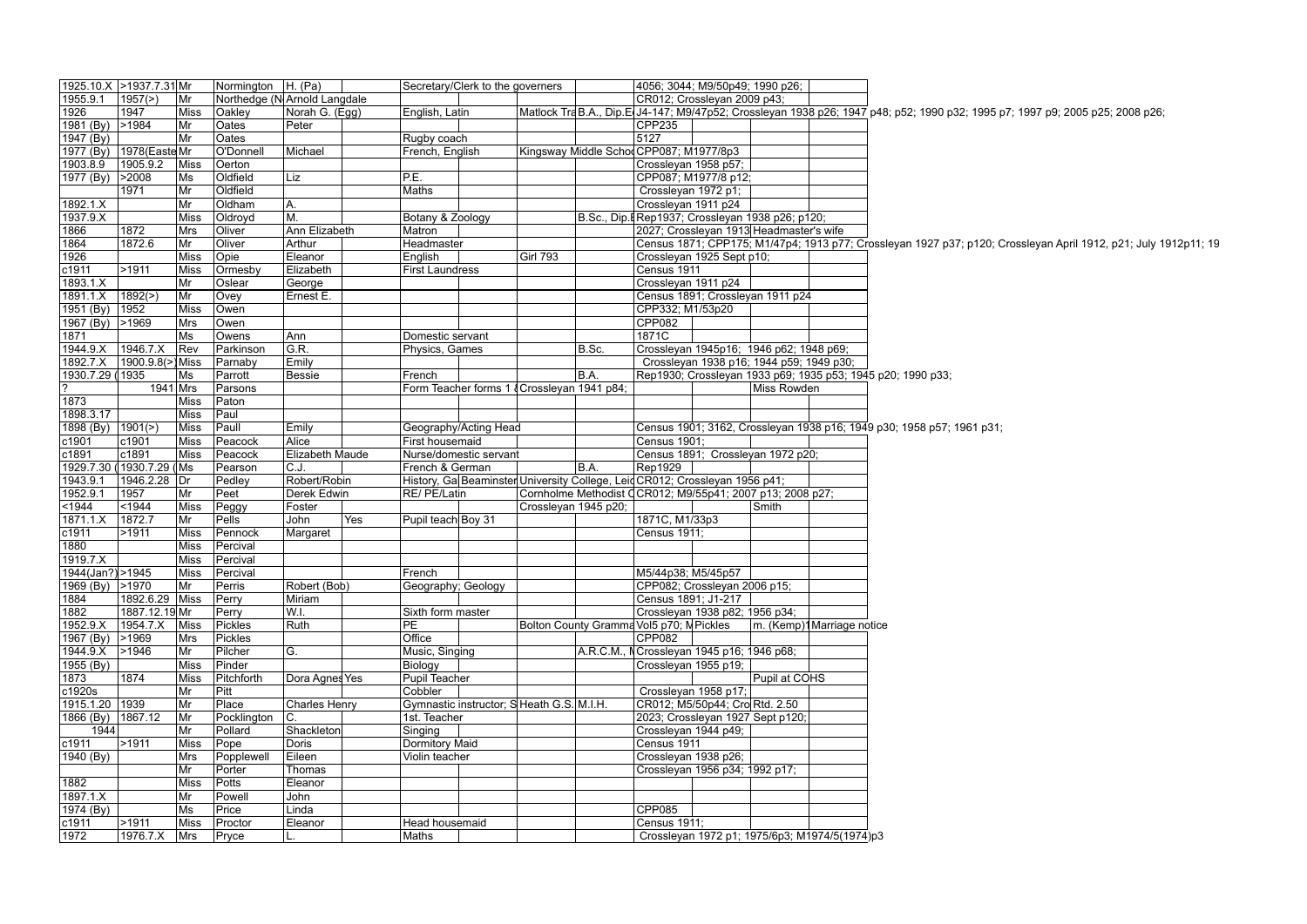| | | | | | | | | | | | | | | |
|---|---|---|---|---|---|---|---|---|---|---|---|---|---|---|
| 1925.10.X | >1937.7.31 | Mr | Normington | H. (Pa) | | Secretary/Clerk to the governers | | | | 4056; 3044; M9/50p49; 1990 p26; | | | | |
| 1955.9.1 | 1957(>) | Mr | Northedge (N | Arnold Langdale | | | | | | CR012; Crossleyan 2009 p43; | | | | |
| 1926 | 1947 | Miss | Oakley | Norah G. (Egg) | | English, Latin | | Matlock Tra | B.A., Dip.E | J4-147; M9/47p52; Crossleyan 1938 p26; 1947 p48; p52; 1990 p32; 1995 p7; 1997 p9; 2005 p25; 2008 p26; | | | | |
| 1981 (By) | >1984 | Mr | Oates | Peter | | | | | | CPP235 | | | | |
| 1947 (By) | | Mr | Oates | | | Rugby coach | | | | 5127 | | | | |
| 1977 (By) | 1978(Easte | Mr | O'Donnell | Michael | | French, English | | Kingsway Middle Scho | | CPP087; M1977/8p3 | | | | |
| 1903.8.9 | 1905.9.2 | Miss | Oerton | | | | | | | Crossleyan 1958 p57; | | | | |
| 1977 (By) | >2008 | Ms | Oldfield | Liz | | P.E. | | | | CPP087; M1977/8 p12; | | | | |
| | 1971 | Mr | Oldfield | | | Maths | | | | Crossleyan 1972 p1; | | | | |
| 1892.1.X | | Mr | Oldham | A. | | | | | | Crossleyan 1911 p24 | | | | |
| 1937.9.X | | Miss | Oldroyd | M. | | Botany & Zoology | | | B.Sc., Dip.E | Rep1937; Crossleyan 1938 p26; p120; | | | | |
| 1866 | 1872 | Mrs | Oliver | Ann Elizabeth | | Matron | | | | 2027; Crossleyan 1913 | | Headmaster's wife | | |
| 1864 | 1872.6 | Mr | Oliver | Arthur | | Headmaster | | | | Census 1871; CPP175; M1/47p4; 1913 p77; Crossleyan 1927 p37; p120; Crossleyan April 1912, p21; July 1912p11; 19 | | | | |
| 1926 | | Miss | Opie | Eleanor | | English | | Girl 793 | | Crossleyan 1925 Sept p10; | | | | |
| c1911 | >1911 | Miss | Ormesby | Elizabeth | | First Laundress | | | | Census 1911 | | | | |
| 1893.1.X | | Mr | Oslear | George | | | | | | Crossleyan 1911 p24 | | | | |
| 1891.1.X | 1892(>) | Mr | Ovey | Ernest E. | | | | | | Census 1891; Crossleyan 1911 p24 | | | | |
| 1951 (By) | 1952 | Miss | Owen | | | | | | | CPP332; M1/53p20 | | | | |
| 1967 (By) | >1969 | Mrs | Owen | | | | | | | CPP082 | | | | |
| 1871 | | Ms | Owens | Ann | | Domestic servant | | | | 1871C | | | | |
| 1944.9.X | 1946.7.X | Rev | Parkinson | G.R. | | Physics, Games | | | B.Sc. | Crossleyan 1945p16; 1946 p62; 1948 p69; | | | | |
| 1892.7.X | 1900.9.8(>) | Miss | Parnaby | Emily | | | | | | Crossleyan 1938 p16; 1944 p59; 1949 p30; | | | | |
| 1930.7.29 ( | 1935 | Ms | Parrott | Bessie | | French | | | B.A. | Rep1930; Crossleyan 1933 p69; 1935 p53; 1945 p20; 1990 p33; | | | | |
| ? | 1941 | Mrs | Parsons | | | Form Teacher forms 1 & | | Crossleyan 1941 p84; | | | | Miss Rowden | | |
| 1873 | | Miss | Paton | | | | | | | | | | | |
| 1898.3.17 | | Miss | Paul | | | | | | | | | | | |
| 1898 (By) | 1901(>) | Miss | Paull | Emily | | Geography/Acting Head | | | | Census 1901; 3162, Crossleyan 1938 p16; 1949 p30; 1958 p57; 1961 p31; | | | | |
| c1901 | c1901 | Miss | Peacock | Alice | | First housemaid | | | | Census 1901; | | | | |
| c1891 | c1891 | Miss | Peacock | Elizabeth Maude | | Nurse/domestic servant | | | | Census 1891; Crossleyan 1972 p20; | | | | |
| 1929.7.30 ( | 1930.7.29 ( | Ms | Pearson | C.J. | | French & German | | | B.A. | Rep1929 | | | | |
| 1943.9.1 | 1946.2.28 | Dr | Pedley | Robert/Robin | | History, Ga | Beaminster | University College, Leic | | CR012; Crossleyan 1956 p41; | | | | |
| 1952.9.1 | 1957 | Mr | Peet | Derek Edwin | | RE/ PE/Latin | | Cornholme Methodist C | | CR012; M9/55p41; 2007 p13; 2008 p27; | | | | |
| <1944 | <1944 | Miss | Peggy | Foster | | | | Crossleyan 1945 p20; | | | | Smith | | |
| 1871.1.X | 1872.7 | Mr | Pells | John | Yes | Pupil teach | Boy 31 | | | 1871C, M1/33p3 | | | | |
| c1911 | >1911 | Miss | Pennock | Margaret | | | | | | Census 1911; | | | | |
| 1880 | | Miss | Percival | | | | | | | | | | | |
| 1919.7.X | | Miss | Percival | | | | | | | | | | | |
| 1944(Jan?) | >1945 | Miss | Percival | | | French | | | | M5/44p38; M5/45p57 | | | | |
| 1969 (By) | >1970 | Mr | Perris | Robert (Bob) | | Geography; Geology | | | | CPP082; Crossleyan 2006 p15; | | | | |
| 1884 | 1892.6.29 | Miss | Perry | Miriam | | | | | | Census 1891; J1-217 | | | | |
| 1882 | 1887.12.19 | Mr | Perry | W.I. | | Sixth form master | | | | Crossleyan 1938 p82; 1956 p34; | | | | |
| 1952.9.X | 1954.7.X | Miss | Pickles | Ruth | | PE | | Bolton County Gramma | | Vol5 p70; M | Pickles | | m. (Kemp) | Marriage notice |
| 1967 (By) | >1969 | Mrs | Pickles | | | Office | | | | CPP082 | | | | |
| 1944.9.X | >1946 | Mr | Pilcher | G. | | Music, Singing | | | A.R.C.M., M | Crossleyan 1945 p16; 1946 p68; | | | | |
| 1955 (By) | | Miss | Pinder | | | Biology | | | | Crossleyan 1955 p19; | | | | |
| 1873 | 1874 | Miss | Pitchforth | Dora Agnes | Yes | Pupil Teacher | | | | | | Pupil at COHS | | |
| c1920s | | Mr | Pitt | | | Cobbler | | | | Crossleyan 1958 p17; | | | | |
| 1915.1.20 | 1939 | Mr | Place | Charles Henry | | Gymnastic instructor; S | | Heath G.S. | M.I.H. | CR012; M5/50p44; Cro | Rtd. 2.50 | | | |
| 1866 (By) | 1867.12 | Mr | Pocklington | C. | | 1st. Teacher | | | | 2023; Crossleyan 1927 Sept p120; | | | | |
| 1944 | | Mr | Pollard | Shackleton | | Singing | | | | Crossleyan 1944 p49; | | | | |
| c1911 | >1911 | Miss | Pope | Doris | | Dormitory Maid | | | | Census 1911 | | | | |
| 1940 (By) | | Mrs | Popplewell | Eileen | | Violin teacher | | | | Crossleyan 1938 p26; | | | | |
| | | Mr | Porter | Thomas | | | | | | Crossleyan 1956 p34; 1992 p17; | | | | |
| 1882 | | Miss | Potts | Eleanor | | | | | | | | | | |
| 1897.1.X | | Mr | Powell | John | | | | | | | | | | |
| 1974 (By) | | Ms | Price | Linda | | | | | | CPP085 | | | | |
| c1911 | >1911 | Miss | Proctor | Eleanor | | Head housemaid | | | | Census 1911; | | | | |
| 1972 | 1976.7.X | Mrs | Pryce | L. | | Maths | | | | Crossleyan 1972 p1; 1975/6p3; M1974/5(1974)p3 | | | | |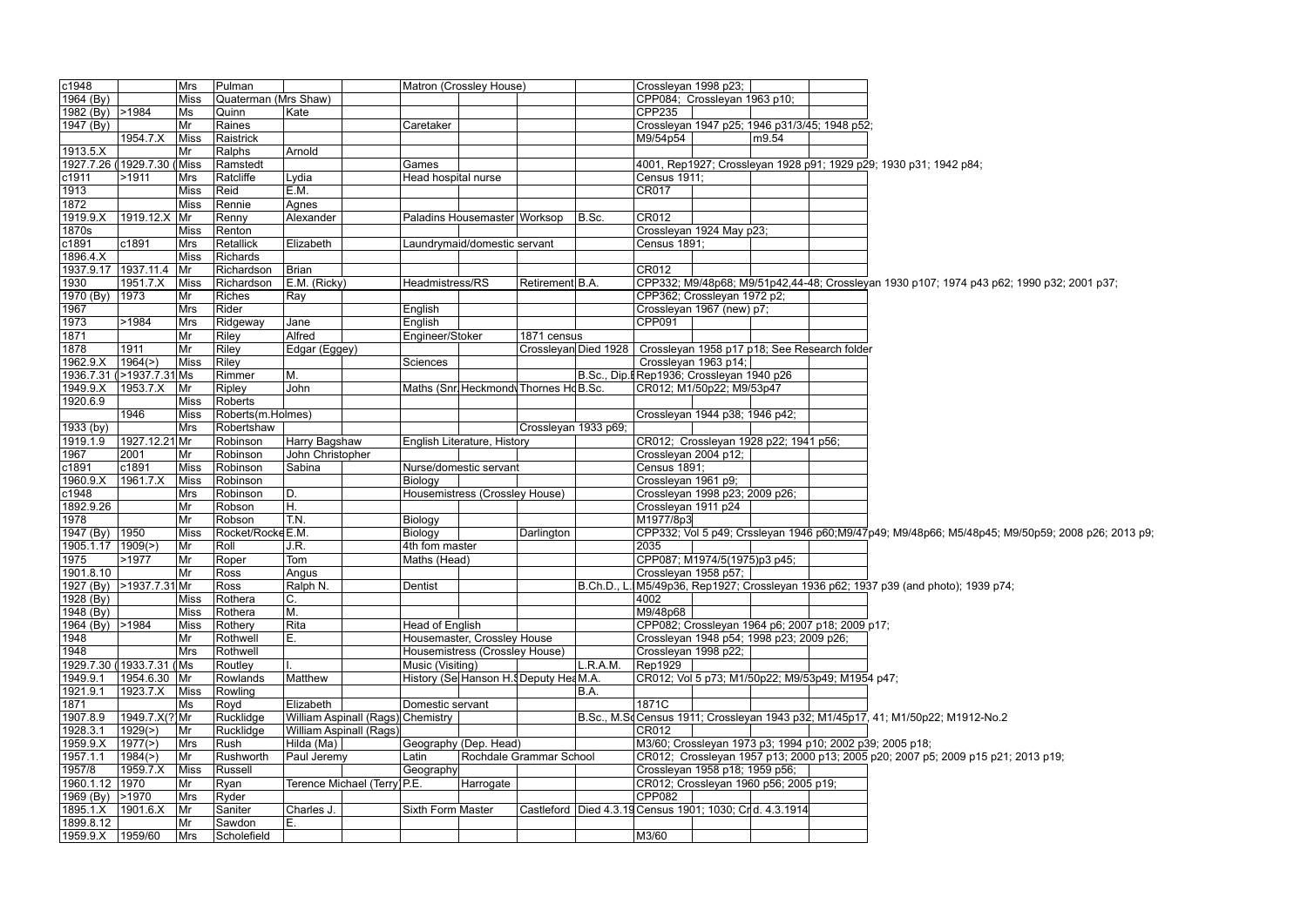| c1948 | | Mrs | Pulman | | | Matron (Crossley House) | | | | Crossleyan 1998 p23; | | | |
|---|---|---|---|---|---|---|---|---|---|---|---|---|---|
| 1964 (By) | | Miss | Quaterman (Mrs Shaw) | | | | | | | CPP084; Crossleyan 1963 p10; | | | |
| 1982 (By) | >1984 | Ms | Quinn | Kate | | | | | | CPP235 | | | |
| 1947 (By) | | Mr | Raines | | | Caretaker | | | | Crossleyan 1947 p25; 1946 p31/3/45; 1948 p52; | | | |
| | 1954.7.X | Miss | Raistrick | | | | | | | M9/54p54 | | m9.54 | |
| 1913.5.X | | Mr | Ralphs | Arnold | | | | | | | | | |
| 1927.7.26 ( | 1929.7.30 ( | Miss | Ramstedt | | | Games | | | | 4001, Rep1927; Crossleyan 1928 p91; 1929 p29; 1930 p31; 1942 p84; | | | |
| c1911 | >1911 | Mrs | Ratcliffe | Lydia | | Head hospital nurse | | | | Census 1911; | | | |
| 1913 | | Miss | Reid | E.M. | | | | | | CR017 | | | |
| 1872 | | Miss | Rennie | Agnes | | | | | | | | | |
| 1919.9.X | 1919.12.X | Mr | Renny | Alexander | | Paladins Housemaster | Worksop | | B.Sc. | CR012 | | | |
| 1870s | | Miss | Renton | | | | | | | Crossleyan 1924 May p23; | | | |
| c1891 | c1891 | Mrs | Retallick | Elizabeth | | Laundrymaid/domestic servant | | | | Census 1891; | | | |
| 1896.4.X | | Miss | Richards | | | | | | | | | | |
| 1937.9.17 | 1937.11.4 | Mr | Richardson | Brian | | | | | | CR012 | | | |
| 1930 | 1951.7.X | Miss | Richardson | E.M. (Ricky) | | Headmistress/RS | | Retirement | B.A. | CPP332; M9/48p68; M9/51p42,44-48; Crossleyan 1930 p107; 1974 p43 p62; 1990 p32; 2001 p37; | | | |
| 1970 (By) | 1973 | Mr | Riches | Ray | | | | | | CPP362; Crossleyan 1972 p2; | | | |
| 1967 | | Mrs | Rider | | | English | | | | Crossleyan 1967 (new) p7; | | | |
| 1973 | >1984 | Mrs | Ridgeway | Jane | | English | | | | CPP091 | | | |
| 1871 | | Mr | Riley | Alfred | | Engineer/Stoker | | 1871 census | | | | | |
| 1878 | 1911 | Mr | Riley | Edgar (Eggey) | | | | Crossleyan | Died 1928 | Crossleyan 1958 p17 p18; See Research folder | | | |
| 1962.9.X | 1964(>) | Miss | Riley | | | Sciences | | | | Crossleyan 1963 p14; | | | |
| 1936.7.31 ( | >1937.7.31 | Ms | Rimmer | M. | | | | | B.Sc., Dip.E | Rep1936; Crossleyan 1940 p26 | | | |
| 1949.9.X | 1953.7.X | Mr | Ripley | John | | Maths (Snr | Heckmondw | Thornes Ho | B.Sc. | CR012; M1/50p22; M9/53p47 | | | |
| 1920.6.9 | | Miss | Roberts | | | | | | | | | | |
| | 1946 | Miss | Roberts(m.Holmes) | | | | | | | Crossleyan 1944 p38; 1946 p42; | | | |
| 1933 (by) | | Mrs | Robertshaw | | | | | Crossleyan 1933 p69; | | | | | |
| 1919.1.9 | 1927.12.21 | Mr | Robinson | Harry Bagshaw | | English Literature, History | | | | CR012; Crossleyan 1928 p22; 1941 p56; | | | |
| 1967 | 2001 | Mr | Robinson | John Christopher | | | | | | Crossleyan 2004 p12; | | | |
| c1891 | c1891 | Miss | Robinson | Sabina | | Nurse/domestic servant | | | | Census 1891; | | | |
| 1960.9.X | 1961.7.X | Miss | Robinson | | | Biology | | | | Crossleyan 1961 p9; | | | |
| c1948 | | Mrs | Robinson | D. | | Housemistress (Crossley House) | | | | Crossleyan 1998 p23; 2009 p26; | | | |
| 1892.9.26 | | Mr | Robson | H. | | | | | | Crossleyan 1911 p24 | | | |
| 1978 | | Mr | Robson | T.N. | | Biology | | | | M1977/8p3 | | | |
| 1947 (By) | 1950 | Miss | Rocket/Rocke | E.M. | | Biology | | Darlington | | CPP332; Vol 5 p49; Crssleyan 1946 p60;M9/47p49; M9/48p66; M5/48p45; M9/50p59; 2008 p26; 2013 p9; | | | |
| 1905.1.17 | 1909(>) | Mr | Roll | J.R. | | 4th fom master | | | | 2035 | | | |
| 1975 | >1977 | Mr | Roper | Tom | | Maths (Head) | | | | CPP087; M1974/5(1975)p3 p45; | | | |
| 1901.8.10 | | Mr | Ross | Angus | | | | | | Crossleyan 1958 p57; | | | |
| 1927 (By) | >1937.7.31 | Mr | Ross | Ralph N. | | Dentist | | | B.Ch.D., L. | M5/49p36, Rep1927; Crossleyan 1936 p62; 1937 p39 (and photo); 1939 p74; | | | |
| 1928 (By) | | Miss | Rothera | C. | | | | | | 4002 | | | |
| 1948 (By) | | Miss | Rothera | M. | | | | | | M9/48p68 | | | |
| 1964 (By) | >1984 | Miss | Rothery | Rita | | Head of English | | | | CPP082; Crossleyan 1964 p6; 2007 p18; 2009 p17; | | | |
| 1948 | | Mr | Rothwell | E. | | Housemaster, Crossley House | | | | Crossleyan 1948 p54; 1998 p23; 2009 p26; | | | |
| 1948 | | Mrs | Rothwell | | | Housemistress (Crossley House) | | | | Crossleyan 1998 p22; | | | |
| 1929.7.30 ( | 1933.7.31 ( | Ms | Routley | I. | | Music (Visiting) | | | L.R.A.M. | Rep1929 | | | |
| 1949.9.1 | 1954.6.30 | Mr | Rowlands | Matthew | | History (Se | Hanson H.S | Deputy Hea | M.A. | CR012; Vol 5 p73; M1/50p22; M9/53p49; M1954 p47; | | | |
| 1921.9.1 | 1923.7.X | Miss | Rowling | | | | | | B.A. | | | | |
| 1871 | | Ms | Royd | Elizabeth | | Domestic servant | | | | 1871C | | | |
| 1907.8.9 | 1949.7.X(? | Mr | Rucklidge | William Aspinall (Rags) | | Chemistry | | | B.Sc., M.Sc | Census 1911; Crossleyan 1943 p32; M1/45p17, 41; M1/50p22; M1912-No.2 | | | |
| 1928.3.1 | 1929(>) | Mr | Rucklidge | William Aspinall (Rags) | | | | | | CR012 | | | |
| 1959.9.X | 1977(>) | Mrs | Rush | Hilda (Ma) | | Geography (Dep. Head) | | | | M3/60; Crossleyan 1973 p3; 1994 p10; 2002 p39; 2005 p18; | | | |
| 1957.1.1 | 1984(>) | Mr | Rushworth | Paul Jeremy | | Latin | Rochdale Grammar School | | | CR012; Crossleyan 1957 p13; 2000 p13; 2005 p20; 2007 p5; 2009 p15 p21; 2013 p19; | | | |
| 1957/8 | 1959.7.X | Miss | Russell | | | Geography | | | | Crossleyan 1958 p18; 1959 p56; | | | |
| 1960.1.12 | 1970 | Mr | Ryan | Terence Michael (Terry) | | P.E. | | Harrogate | | CR012; Crossleyan 1960 p56; 2005 p19; | | | |
| 1969 (By) | >1970 | Mrs | Ryder | | | | | | | CPP082 | | | |
| 1895.1.X | 1901.6.X | Mr | Saniter | Charles J. | | Sixth Form Master | | Castleford | Died 4.3.19 | Census 1901; 1030; Cr | d. 4.3.1914 | | |
| 1899.8.12 | | Mr | Sawdon | E. | | | | | | | | | |
| 1959.9.X | 1959/60 | Mrs | Scholefield | | | | | | | M3/60 | | | |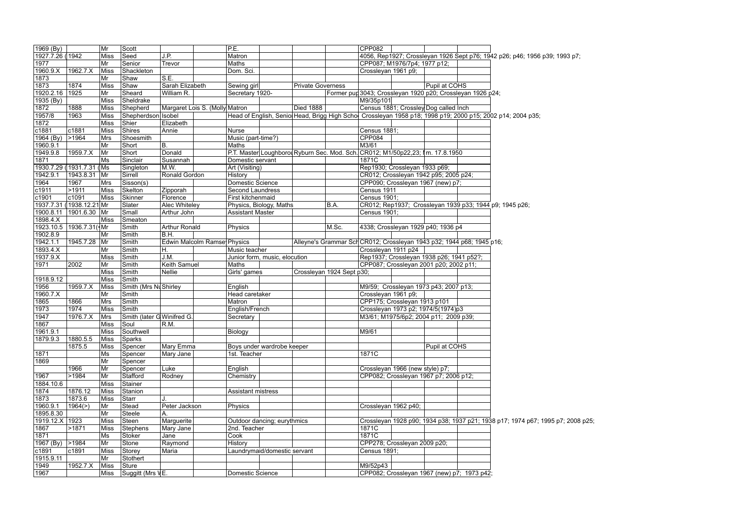| | | | | | | | | | | | | | |
|---|---|---|---|---|---|---|---|---|---|---|---|---|---|
| 1969 (By) | | Mr | Scott | | | P.E. | | | | | CPP082 | | |
| 1927.7.26 (1942 | | Miss | Seed | J.P. | | Matron | | | | | 4056, Rep1927; Crossleyan 1926 Sept p76; 1942 p26; p46; 1956 p39; 1993 p7; | | |
| 1977 | | Mr | Senior | Trevor | | Maths | | | | | CPP087; M1976/7p4; 1977 p12; | | |
| 1960.9.X | 1962.7.X | Miss | Shackleton | | | Dom. Sci. | | | | | Crossleyan 1961 p9; | | |
| 1873 | | Mr | Shaw | S.E. | | | | | | | | | |
| 1873 | 1874 | Miss | Shaw | Sarah Elizabeth | | Sewing girl | | Private Governess | | | | Pupil at COHS | |
| 1920.2.16 | 1925 | Mr | Sheard | William R. | | Secretary 1920- | | | | Former pup | 3043; Crossleyan 1920 p20; Crossleyan 1926 p24; | | |
| 1935 (By) | | Miss | Sheldrake | | | | | | | | M9/35p101 | | |
| 1872 | 1888 | Miss | Shepherd | Margaret Lois S. (Molly | | Matron | | Died 1888 | | | Census 1881; Crossley Dog called Inch | | |
| 1957/8 | 1963 | Miss | Shepherdson | Isobel | | Head of English, Senio | | Head, Brigg High Scho | | | Crossleyan 1958 p18; 1998 p19; 2000 p15; 2002 p14; 2004 p35; | | |
| 1872 | | Miss | Shier | Elizabeth | | | | | | | | | |
| c1881 | c1881 | Miss | Shires | Annie | | Nurse | | | | | Census 1881; | | |
| 1964 (By) | >1964 | Mrs | Shoesmith | | | Music (part-time?) | | | | | CPP084 | | |
| 1960.9.1 | | Mr | Short | B. | | Maths | | | | | M3/61 | | |
| 1949.9.8 | 1959.7.X | Mr | Short | Donald | | P.T. Master | Loughborou | Ryburn Sec. Mod. Sch. | | | CR012; M1/50p22,23; m. 17.8.1950 | | |
| 1871 | | Ms | Sinclair | Susannah | | Domestic servant | | | | | 1871C | | |
| 1930.7.29 (1931.7.31 ( | | Ms | Singleton | M.W. | | Art (Visiting) | | | | | Rep1930; Crossleyan 1933 p69; | | |
| 1942.9.1 | 1943.8.31 | Mr | Sirrell | Ronald Gordon | | History | | | | | CR012; Crossleyan 1942 p95; 2005 p24; | | |
| 1964 | 1967 | Mrs | Sisson(s) | | | Domestic Science | | | | | CPP090; Crossleyan 1967 (new) p7; | | |
| c1911 | >1911 | Miss | Skelton | Zipporah | | Second Laundress | | | | | Census 1911 | | |
| c1901 | c1091 | Miss | Skinner | Florence | | First kitchenmaid | | | | | Census 1901; | | |
| 1937.7.31 (1938.12.21 | | Mr | Slater | Alec Whiteley | | Physics, Biology, Maths | | | | B.A. | CR012; Rep1937; Crossleyan 1939 p33; 1944 p9; 1945 p26; | | |
| 1900.8.11 | 1901.6.30 | Mr | Small | Arthur John | | Assistant Master | | | | | Census 1901; | | |
| 1898.4.X | | Miss | Smeaton | | | | | | | | | | |
| 1923.10.5 | 1936.7.31( | Mr | Smith | Arthur Ronald | | Physics | | | | M.Sc. | 4338; Crossleyan 1929 p40; 1936 p4 | | |
| 1902.8.9 | | Mr | Smith | B.H. | | | | | | | | | |
| 1942.1.1 | 1945.7.28 | Mr | Smith | Edwin Malcolm Ramse | | Physics | | | Alleyne's Grammar Sch | | CR012; Crossleyan 1943 p32; 1944 p68; 1945 p16; | | |
| 1893.4.X | | Mr | Smith | H. | | Music teacher | | | | | Crossleyan 1911 p24 | | |
| 1937.9.X | | Miss | Smith | J.M. | | Junior form, music, elocution | | | | | Rep1937; Crossleyan 1938 p26; 1941 p52?; | | |
| 1971 | 2002 | Mr | Smith | Keith Samuel | | Maths | | | | | CPP087; Crossleyan 2001 p20; 2002 p11; | | |
| | | Miss | Smith | Nellie | | Girls' games | | Crossleyan 1924 Sept p30; | | | | | |
| 1918.9.12 | | Miss | Smith | | | | | | | | | | |
| 1956 | 1959.7.X | Miss | Smith (Mrs Nu | Shirley | | English | | | | | M9/59; Crossleyan 1973 p43; 2007 p13; | | |
| 1960.7.X | | Mr | Smith | | | Head caretaker | | | | | Crossleyan 1961 p9; | | |
| 1865 | 1866 | Mrs | Smith | | | Matron | | | | | CPP175; Crossleyan 1913 p101 | | |
| 1973 | 1974 | Miss | Smith | | | English/French | | | | | Crossleyan 1973 p2; 1974/5(1974)p3 | | |
| 1947 | 1976.7.X | Mrs | Smith (later G | Winifred G. | | Secretary | | | | | M3/61; M1975/6p2; 2004 p11; 2009 p39; | | |
| 1867 | | Miss | Soul | R.M. | | | | | | | | | |
| 1961.9.1 | | Miss | Southwell | | | Biology | | | | | M9/61 | | |
| 1879.9.3 | 1880.5.5 | Miss | Sparks | | | | | | | | | | |
| | 1875.5 | Miss | Spencer | Mary Emma | | Boys under wardrobe keeper | | | | | | Pupil at COHS | |
| 1871 | | Ms | Spencer | Mary Jane | | 1st. Teacher | | | | | 1871C | | |
| 1869 | | Mr | Spencer | | | | | | | | | | |
| | 1966 | Mr | Spencer | Luke | | English | | | | | Crossleyan 1966 (new style) p7; | | |
| 1967 | >1984 | Mr | Stafford | Rodney | | Chemistry | | | | | CPP082; Crossleyan 1967 p7; 2006 p12; | | |
| 1884.10.6 | | Miss | Stainer | | | | | | | | | | |
| 1874 | 1876.12 | Miss | Stanion | | | Assistant mistress | | | | | | | |
| 1873 | 1873.6 | Miss | Starr | J. | | | | | | | | | |
| 1960.9.1 | 1964(>) | Mr | Stead | Peter Jackson | | Physics | | | | | Crossleyan 1962 p40; | | |
| 1895.8.30 | | Mr | Steele | A. | | | | | | | | | |
| 1919.12.X | 1923 | Miss | Steen | Marguerite | | Outdoor dancing; eurythmics | | | | | Crossleyan 1928 p90; 1934 p38; 1937 p21; 1938 p17; 1974 p67; 1995 p7; 2008 p25; | | |
| 1867 | >1871 | Miss | Stephens | Mary Jane | | 2nd. Teacher | | | | | 1871C | | |
| 1871 | | Ms | Stoker | Jane | | Cook | | | | | 1871C | | |
| 1967 (By) | >1984 | Mr | Stone | Raymond | | History | | | | | CPP278; Crossleyan 2009 p20; | | |
| c1891 | c1891 | Miss | Storey | Maria | | Laundrymaid/domestic servant | | | | | Census 1891; | | |
| 1915.9.11 | | Mr | Stothert | | | | | | | | | | |
| 1949 | 1952.7.X | Miss | Sture | | | | | | | | M9/52p43 | | |
| 1967 | | Miss | Suggitt (Mrs W | E. | | Domestic Science | | | | | CPP082; Crossleyan 1967 (new) p7; 1973 p42; | | |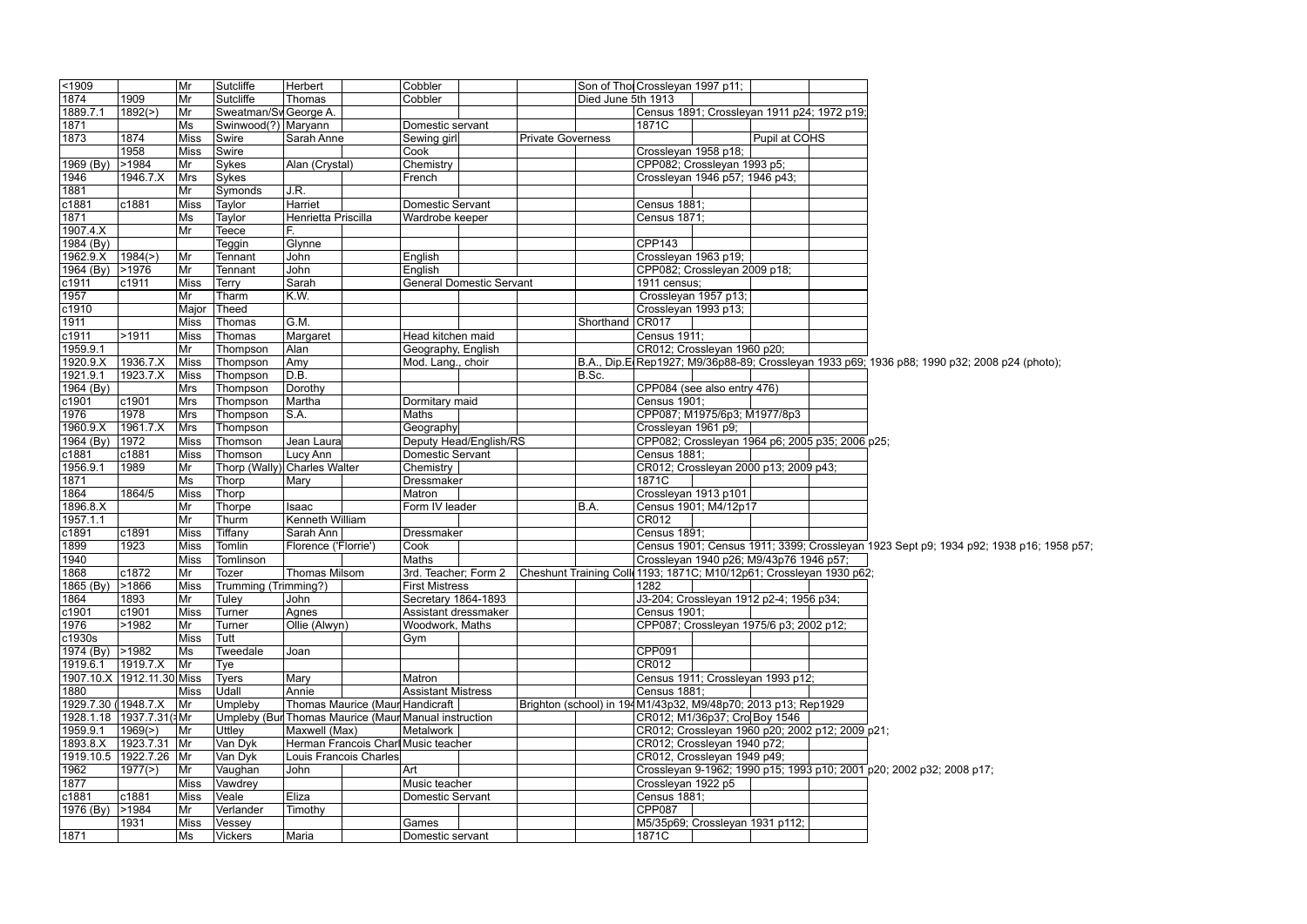| | | | | | | | | | |
|---|---|---|---|---|---|---|---|---|---|
| <1909 | | Mr | Sutcliffe | Herbert | Cobbler | | Son of Tho | Crossleyan 1997 p11; | |
| 1874 | 1909 | Mr | Sutcliffe | Thomas | Cobbler | | Died June 5th 1913 | | |
| 1889.7.1 | 1892(>) | Mr | Sweatman/Sv | George A. | | | | Census 1891; Crossleyan 1911 p24; 1972 p19; | |
| 1871 | | Ms | Swinwood(?) | Maryann | Domestic servant | | | 1871C | |
| 1873 | 1874 | Miss | Swire | Sarah Anne | Sewing girl | Private Governess | | | Pupil at COHS |
| | 1958 | Miss | Swire | | Cook | | | Crossleyan 1958 p18; | |
| 1969 (By) | >1984 | Mr | Sykes | Alan (Crystal) | Chemistry | | | CPP082; Crossleyan 1993 p5; | |
| 1946 | 1946.7.X | Mrs | Sykes | | French | | | Crossleyan 1946 p57; 1946 p43; | |
| 1881 | | Mr | Symonds | J.R. | | | | | |
| c1881 | c1881 | Miss | Taylor | Harriet | Domestic Servant | | | Census 1881; | |
| 1871 | | Ms | Taylor | Henrietta Priscilla | Wardrobe keeper | | | Census 1871; | |
| 1907.4.X | | Mr | Teece | F. | | | | | |
| 1984 (By) | | | Teggin | Glynne | | | | CPP143 | |
| 1962.9.X | 1984(>) | Mr | Tennant | John | English | | | Crossleyan 1963 p19; | |
| 1964 (By) | >1976 | Mr | Tennant | John | English | | | CPP082; Crossleyan 2009 p18; | |
| c1911 | c1911 | Miss | Terry | Sarah | General Domestic Servant | | | 1911 census; | |
| 1957 | | Mr | Tharm | K.W. | | | | Crossleyan 1957 p13; | |
| c1910 | | Major | Theed | | | | | Crossleyan 1993 p13; | |
| 1911 | | Miss | Thomas | G.M. | | | Shorthand | CR017 | |
| c1911 | >1911 | Miss | Thomas | Margaret | Head kitchen maid | | | Census 1911; | |
| 1959.9.1 | | Mr | Thompson | Alan | Geography, English | | | CR012; Crossleyan 1960 p20; | |
| 1920.9.X | 1936.7.X | Miss | Thompson | Amy | Mod. Lang., choir | | | B.A., Dip.E | Rep1927; M9/36p88-89; Crossleyan 1933 p69; 1936 p88; 1990 p32; 2008 p24 (photo); |
| 1921.9.1 | 1923.7.X | Miss | Thompson | D.B. | | | B.Sc. | | |
| 1964 (By) | | Mrs | Thompson | Dorothy | | | | CPP084 (see also entry 476) | |
| c1901 | c1901 | Mrs | Thompson | Martha | Dormitary maid | | | Census 1901; | |
| 1976 | 1978 | Mrs | Thompson | S.A. | Maths | | | CPP087; M1975/6p3; M1977/8p3 | |
| 1960.9.X | 1961.7.X | Mrs | Thompson | | Geography | | | Crossleyan 1961 p9; | |
| 1964 (By) | 1972 | Miss | Thomson | Jean Laura | Deputy Head/English/RS | | | CPP082; Crossleyan 1964 p6; 2005 p35; 2006 p25; | |
| c1881 | c1881 | Miss | Thomson | Lucy Ann | Domestic Servant | | | Census 1881; | |
| 1956.9.1 | 1989 | Mr | Thorp (Wally) | Charles Walter | Chemistry | | | CR012; Crossleyan 2000 p13; 2009 p43; | |
| 1871 | | Ms | Thorp | Mary | Dressmaker | | | 1871C | |
| 1864 | 1864/5 | Miss | Thorp | | Matron | | | Crossleyan 1913 p101 | |
| 1896.8.X | | Mr | Thorpe | Isaac | Form IV leader | | B.A. | Census 1901; M4/12p17 | |
| 1957.1.1 | | Mr | Thurm | Kenneth William | | | | CR012 | |
| c1891 | c1891 | Miss | Tiffany | Sarah Ann | Dressmaker | | | Census 1891; | |
| 1899 | 1923 | Miss | Tomlin | Florence ('Florrie') | Cook | | | Census 1901; Census 1911; 3399; Crossleyan 1923 Sept p9; 1934 p92; 1938 p16; 1958 p57; | |
| 1940 | | Miss | Tomlinson | | Maths | | | Crossleyan 1940 p26; M9/43p76 1946 p57; | |
| 1868 | c1872 | Mr | Tozer | Thomas Milsom | 3rd. Teacher; Form 2 | Cheshunt Training Coll | | 1193; 1871C; M10/12p61; Crossleyan 1930 p62; | |
| 1865 (By) | >1866 | Miss | Trumming (Trimming?) | | First Mistress | | | 1282 | |
| 1864 | 1893 | Mr | Tuley | John | Secretary 1864-1893 | | | J3-204; Crossleyan 1912 p2-4; 1956 p34; | |
| c1901 | c1901 | Miss | Turner | Agnes | Assistant dressmaker | | | Census 1901; | |
| 1976 | >1982 | Mr | Turner | Ollie (Alwyn) | Woodwork, Maths | | | CPP087; Crossleyan 1975/6 p3; 2002 p12; | |
| c1930s | | Miss | Tutt | | Gym | | | | |
| 1974 (By) | >1982 | Ms | Tweedale | Joan | | | | CPP091 | |
| 1919.6.1 | 1919.7.X | Mr | Tye | | | | | CR012 | |
| 1907.10.X | 1912.11.30 | Miss | Tyers | Mary | Matron | | | Census 1911; Crossleyan 1993 p12; | |
| 1880 | | Miss | Udall | Annie | Assistant Mistress | | | Census 1881; | |
| 1929.7.30 ( | 1948.7.X | Mr | Umpleby | Thomas Maurice (Maur | Handicraft | Brighton (school) in 194 | | M1/43p32, M9/48p70; 2013 p13; Rep1929 | |
| 1928.1.18 | 1937.7.31(> | Mr | Umpleby (Bur | Thomas Maurice (Maur | Manual instruction | | | CR012; M1/36p37; Cro | Boy 1546 |
| 1959.9.1 | 1969(>) | Mr | Uttley | Maxwell (Max) | Metalwork | | | CR012; Crossleyan 1960 p20; 2002 p12; 2009 p21; | |
| 1893.8.X | 1923.7.31 | Mr | Van Dyk | Herman Francois Charl | Music teacher | | | CR012; Crossleyan 1940 p72; | |
| 1919.10.5 | 1922.7.26 | Mr | Van Dyk | Louis Francois Charles | | | | CR012, Crossleyan 1949 p49; | |
| 1962 | 1977(>) | Mr | Vaughan | John | Art | | | Crossleyan 9-1962; 1990 p15; 1993 p10; 2001 p20; 2002 p32; 2008 p17; | |
| 1877 | | Miss | Vawdrey | | Music teacher | | | Crossleyan 1922 p5 | |
| c1881 | c1881 | Miss | Veale | Eliza | Domestic Servant | | | Census 1881; | |
| 1976 (By) | >1984 | Mr | Verlander | Timothy | | | | CPP087 | |
| | 1931 | Miss | Vessey | | Games | | | M5/35p69; Crossleyan 1931 p112; | |
| 1871 | | Ms | Vickers | Maria | Domestic servant | | | 1871C | |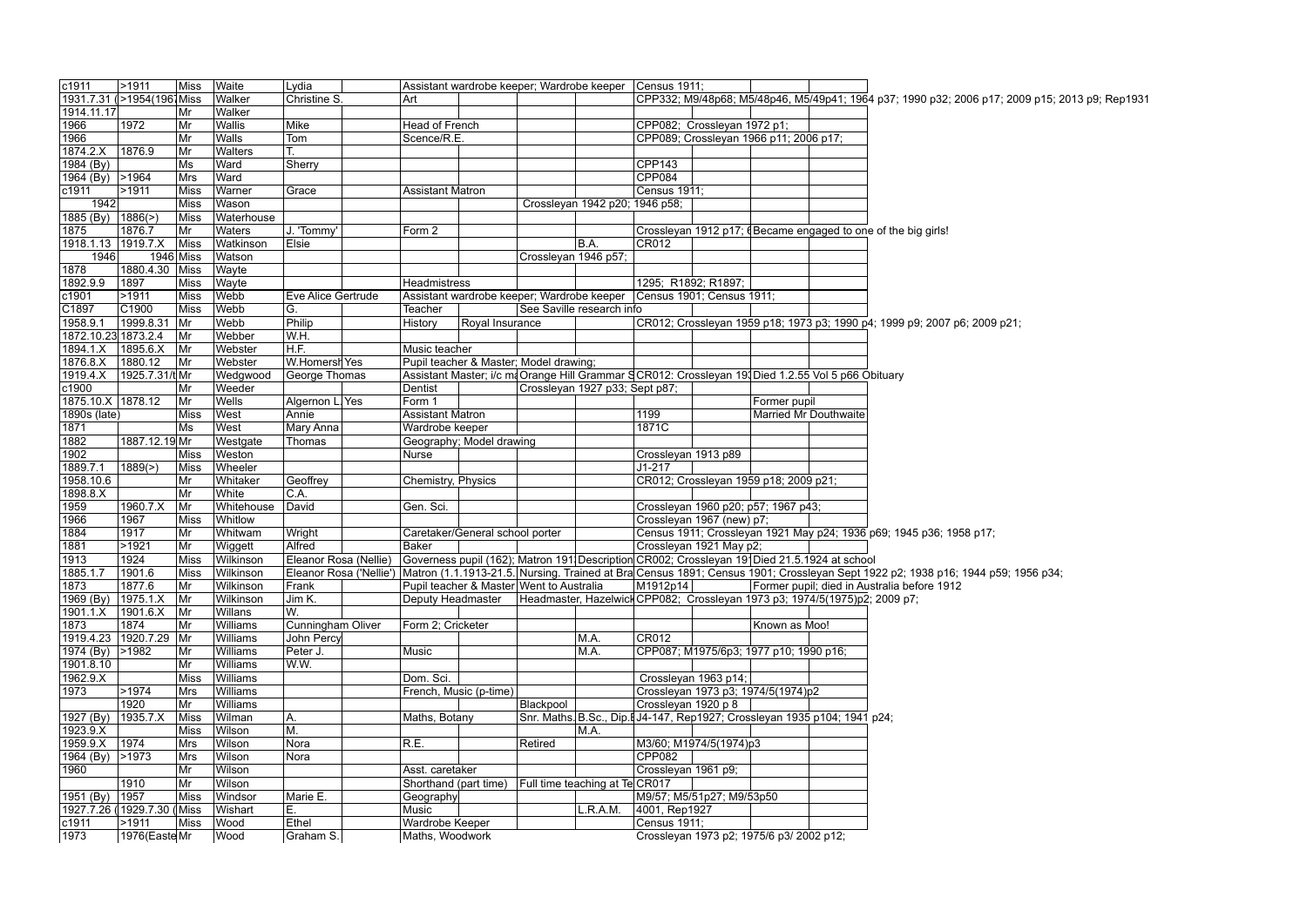| | | | | | | | | | | | | | |
|---|---|---|---|---|---|---|---|---|---|---|---|---|---|
| c1911 | >1911 | Miss | Waite | Lydia | | Assistant wardrobe keeper; Wardrobe keeper | | | | Census 1911; | | | |
| 1931.7.31 | (>1954(1961 | Miss | Walker | Christine S. | | Art | | | | CPP332; M9/48p68; M5/48p46, M5/49p41; 1964 p37; 1990 p32; 2006 p17; 2009 p15; 2013 p9; Rep1931 | | | |
| 1914.11.17 | | Mr | Walker | | | | | | | | | | |
| 1966 | 1972 | Mr | Wallis | Mike | | Head of French | | | | CPP082; Crossleyan 1972 p1; | | | |
| 1966 | | Mr | Walls | Tom | | Scence/R.E. | | | | CPP089; Crossleyan 1966 p11; 2006 p17; | | | |
| 1874.2.X | 1876.9 | Mr | Walters | T. | | | | | | | | | |
| 1984 (By) | | Ms | Ward | Sherry | | | | | | CPP143 | | | |
| 1964 (By) | >1964 | Mrs | Ward | | | | | | | CPP084 | | | |
| c1911 | >1911 | Miss | Warner | Grace | | Assistant Matron | | | | Census 1911; | | | |
| 1942 | | Miss | Wason | | | | | Crossleyan 1942 p20; 1946 p58; | | | | | |
| 1885 (By) | 1886(>) | Miss | Waterhouse | | | | | | | | | | |
| 1875 | 1876.7 | Mr | Waters | J. 'Tommy' | | Form 2 | | | | Crossleyan 1912 p17; 6 | Became engaged to one of the big girls! | | |
| 1918.1.13 | 1919.7.X | Miss | Watkinson | Elsie | | | | | B.A. | CR012 | | | |
| 1946 | 1946 | Miss | Watson | | | | | Crossleyan 1946 p57; | | | | | |
| 1878 | 1880.4.30 | Miss | Wayte | | | | | | | | | | |
| 1892.9.9 | 1897 | Miss | Wayte | | | Headmistress | | | | 1295; R1892; R1897; | | | |
| c1901 | >1911 | Miss | Webb | Eve Alice Gertrude | | Assistant wardrobe keeper; Wardrobe keeper | | | | Census 1901; Census 1911; | | | |
| C1897 | C1900 | Miss | Webb | G. | | Teacher | | See Saville research info | | | | | |
| 1958.9.1 | 1999.8.31 | Mr | Webb | Philip | | History | Royal Insurance | | | CR012; Crossleyan 1959 p18; 1973 p3; 1990 p4; 1999 p9; 2007 p6; 2009 p21; | | | |
| 1872.10.23 | 1873.2.4 | Mr | Webber | W.H. | | | | | | | | | |
| 1894.1.X | 1895.6.X | Mr | Webster | H.F. | | Music teacher | | | | | | | |
| 1876.8.X | 1880.12 | Mr | Webster | W.Homersh | Yes | Pupil teacher & Master; Model drawing; | | | | | | | |
| 1919.4.X | 1925.7.31/t | Mr | Wedgwood | George Thomas | | Assistant Master; i/c ma | | Orange Hill Grammar S | | CR012: Crossleyan 19 | Died 1.2.55 Vol 5 p66 Obituary | | |
| c1900 | | Mr | Weeder | | | Dentist | | Crossleyan 1927 p33; Sept p87; | | | | | |
| 1875.10.X | 1878.12 | Mr | Wells | Algernon L. | Yes | Form 1 | | | | | | Former pupil | |
| 1890s (late) | | Miss | West | Annie | | Assistant Matron | | | | 1199 | | Married Mr Douthwaite | |
| 1871 | | Ms | West | Mary Anna | | Wardrobe keeper | | | | 1871C | | | |
| 1882 | 1887.12.19 | Mr | Westgate | Thomas | | Geography; Model drawing | | | | | | | |
| 1902 | | Miss | Weston | | | Nurse | | | | Crossleyan 1913 p89 | | | |
| 1889.7.1 | 1889(>) | Miss | Wheeler | | | | | | | J1-217 | | | |
| 1958.10.6 | | Mr | Whitaker | Geoffrey | | Chemistry, Physics | | | | CR012; Crossleyan 1959 p18; 2009 p21; | | | |
| 1898.8.X | | Mr | White | C.A. | | | | | | | | | |
| 1959 | 1960.7.X | Mr | Whitehouse | David | | Gen. Sci. | | | | Crossleyan 1960 p20; p57; 1967 p43; | | | |
| 1966 | 1967 | Miss | Whitlow | | | | | | | Crossleyan 1967 (new) p7; | | | |
| 1884 | 1917 | Mr | Whitwam | Wright | | Caretaker/General school porter | | | | Census 1911; Crossleyan 1921 May p24; 1936 p69; 1945 p36; 1958 p17; | | | |
| 1881 | >1921 | Mr | Wiggett | Alfred | | Baker | | | | Crossleyan 1921 May p2; | | | |
| 1913 | 1924 | Miss | Wilkinson | Eleanor Rosa (Nellie) | | Governess pupil (162); Matron 191 | | Description | | CR002; Crossleyan 19 | Died 21.5.1924 at school | | |
| 1885.1.7 | 1901.6 | Miss | Wilkinson | Eleanor Rosa ('Nellie') | | Matron (1.1.1913-21.5. | | Nursing. Trained at Bra | | Census 1891; Census 1901; Crossleyan Sept 1922 p2; 1938 p16; 1944 p59; 1956 p34; | | | |
| 1873 | 1877.6 | Mr | Wilkinson | Frank | | Pupil teacher & Master | | Went to Australia | | M1912p14 | | Former pupil; died in Australia before 1912 | |
| 1969 (By) | 1975.1.X | Mr | Wilkinson | Jim K. | | Deputy Headmaster | | Headmaster, Hazelwick | | CPP082; Crossleyan 1973 p3; 1974/5(1975)p2; 2009 p7; | | | |
| 1901.1.X | 1901.6.X | Mr | Willans | W. | | | | | | | | | |
| 1873 | 1874 | Mr | Williams | Cunningham Oliver | | Form 2; Cricketer | | | | | | Known as Moo! | |
| 1919.4.23 | 1920.7.29 | Mr | Williams | John Percy | | | | | M.A. | CR012 | | | |
| 1974 (By) | >1982 | Mr | Williams | Peter J. | | Music | | | M.A. | CPP087; M1975/6p3; 1977 p10; 1990 p16; | | | |
| 1901.8.10 | | Mr | Williams | W.W. | | | | | | | | | |
| 1962.9.X | | Miss | Williams | | | Dom. Sci. | | | | Crossleyan 1963 p14; | | | |
| 1973 | >1974 | Mrs | Williams | | | French, Music (p-time) | | | | Crossleyan 1973 p3; 1974/5(1974)p2 | | | |
| | 1920 | Mr | Williams | | | | | Blackpool | | Crossleyan 1920 p 8 | | | |
| 1927 (By) | 1935.7.X | Miss | Wilman | A. | | Maths, Botany | | Snr. Maths. | B.Sc., Dip.E | J4-147, Rep1927; Crossleyan 1935 p104; 1941 p24; | | | |
| 1923.9.X | | Miss | Wilson | M. | | | | | M.A. | | | | |
| 1959.9.X | 1974 | Mrs | Wilson | Nora | | R.E. | | Retired | | M3/60; M1974/5(1974)p3 | | | |
| 1964 (By) | >1973 | Mrs | Wilson | Nora | | | | | | CPP082 | | | |
| 1960 | | Mr | Wilson | | | Asst. caretaker | | | | Crossleyan 1961 p9; | | | |
| | 1910 | Mr | Wilson | | | Shorthand (part time) | | Full time teaching at Te | | CR017 | | | |
| 1951 (By) | 1957 | Miss | Windsor | Marie E. | | Geography | | | | M9/57; M5/51p27; M9/53p50 | | | |
| 1927.7.26 | (1929.7.30 ( | Miss | Wishart | E. | | Music | | | L.R.A.M. | 4001, Rep1927 | | | |
| c1911 | >1911 | Miss | Wood | Ethel | | Wardrobe Keeper | | | | Census 1911; | | | |
| 1973 | 1976(Easte | Mr | Wood | Graham S. | | Maths, Woodwork | | | | Crossleyan 1973 p2; 1975/6 p3/ 2002 p12; | | | |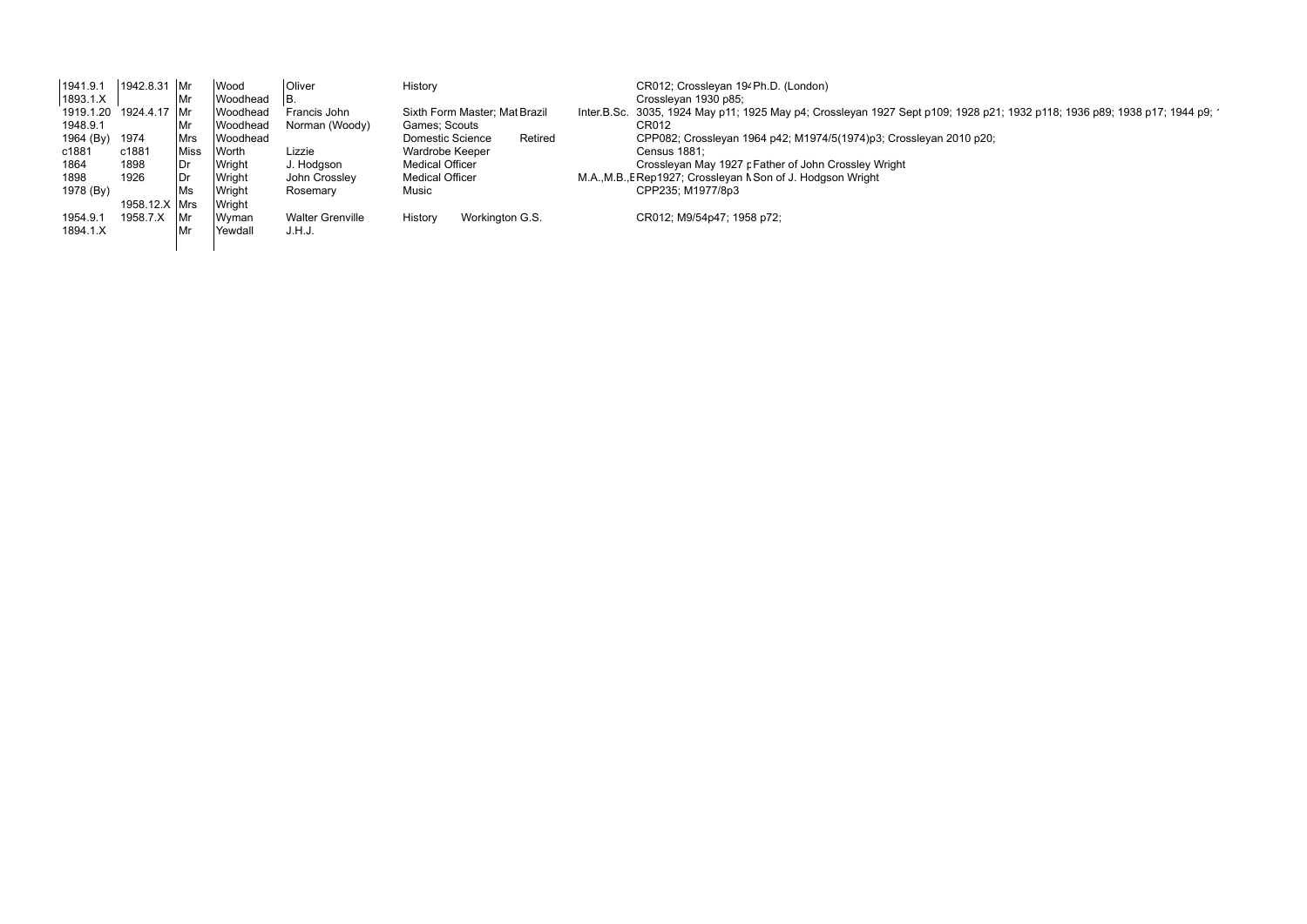| | | | | | | | | | |
|---|---|---|---|---|---|---|---|---|---|
| 1941.9.1 | 1942.8.31 | Mr | Wood | Oliver | History | | | | CR012; Crossleyan 194 Ph.D. (London) |
| 1893.1.X | | Mr | Woodhead | B. | | | | | Crossleyan 1930 p85; |
| 1919.1.20 | 1924.4.17 | Mr | Woodhead | Francis John | Sixth Form Master; Mat | Brazil | | Inter.B.Sc. | 3035, 1924 May p11; 1925 May p4; Crossleyan 1927 Sept p109; 1928 p21; 1932 p118; 1936 p89; 1938 p17; 1944 p9; ' |
| 1948.9.1 | | Mr | Woodhead | Norman (Woody) | Games; Scouts | | | | CR012 |
| 1964 (By) | 1974 | Mrs | Woodhead | | Domestic Science | | Retired | | CPP082; Crossleyan 1964 p42; M1974/5(1974)p3; Crossleyan 2010 p20; |
| c1881 | c1881 | Miss | Worth | Lizzie | Wardrobe Keeper | | | | Census 1881; |
| 1864 | 1898 | Dr | Wright | J. Hodgson | Medical Officer | | | | Crossleyan May 1927 p Father of John Crossley Wright |
| 1898 | 1926 | Dr | Wright | John Crossley | Medical Officer | | | M.A.,M.B.,E | Rep1927; Crossleyan M Son of J. Hodgson Wright |
| 1978 (By) | | Ms | Wright | Rosemary | Music | | | | CPP235; M1977/8p3 |
| | 1958.12.X | Mrs | Wright | | | | | | |
| 1954.9.1 | 1958.7.X | Mr | Wyman | Walter Grenville | History | Workington G.S. | | | CR012; M9/54p47; 1958 p72; |
| 1894.1.X | | Mr | Yewdall | J.H.J. | | | | | |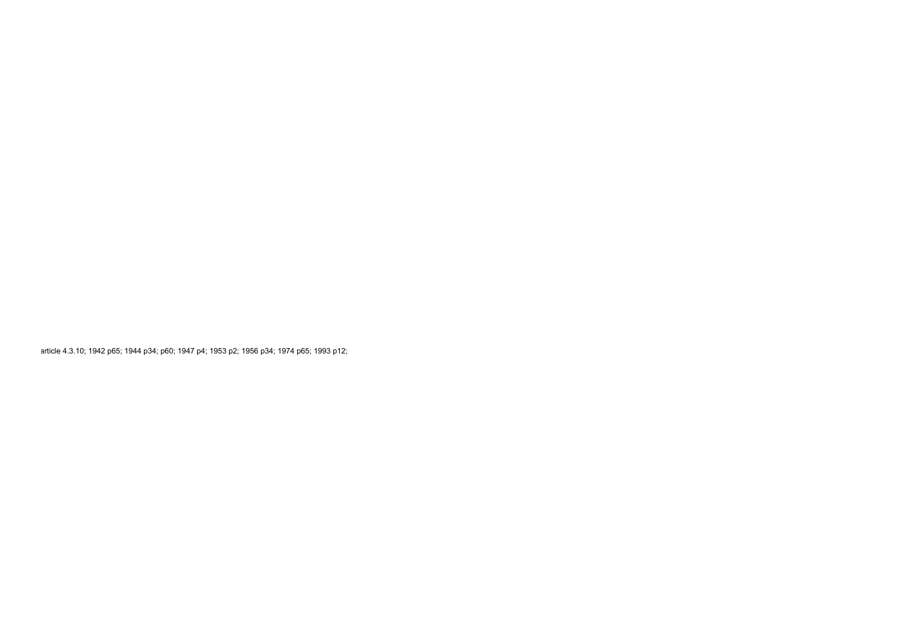article 4.3.10; 1942 p65; 1944 p34; p60; 1947 p4; 1953 p2; 1956 p34; 1974 p65; 1993 p12;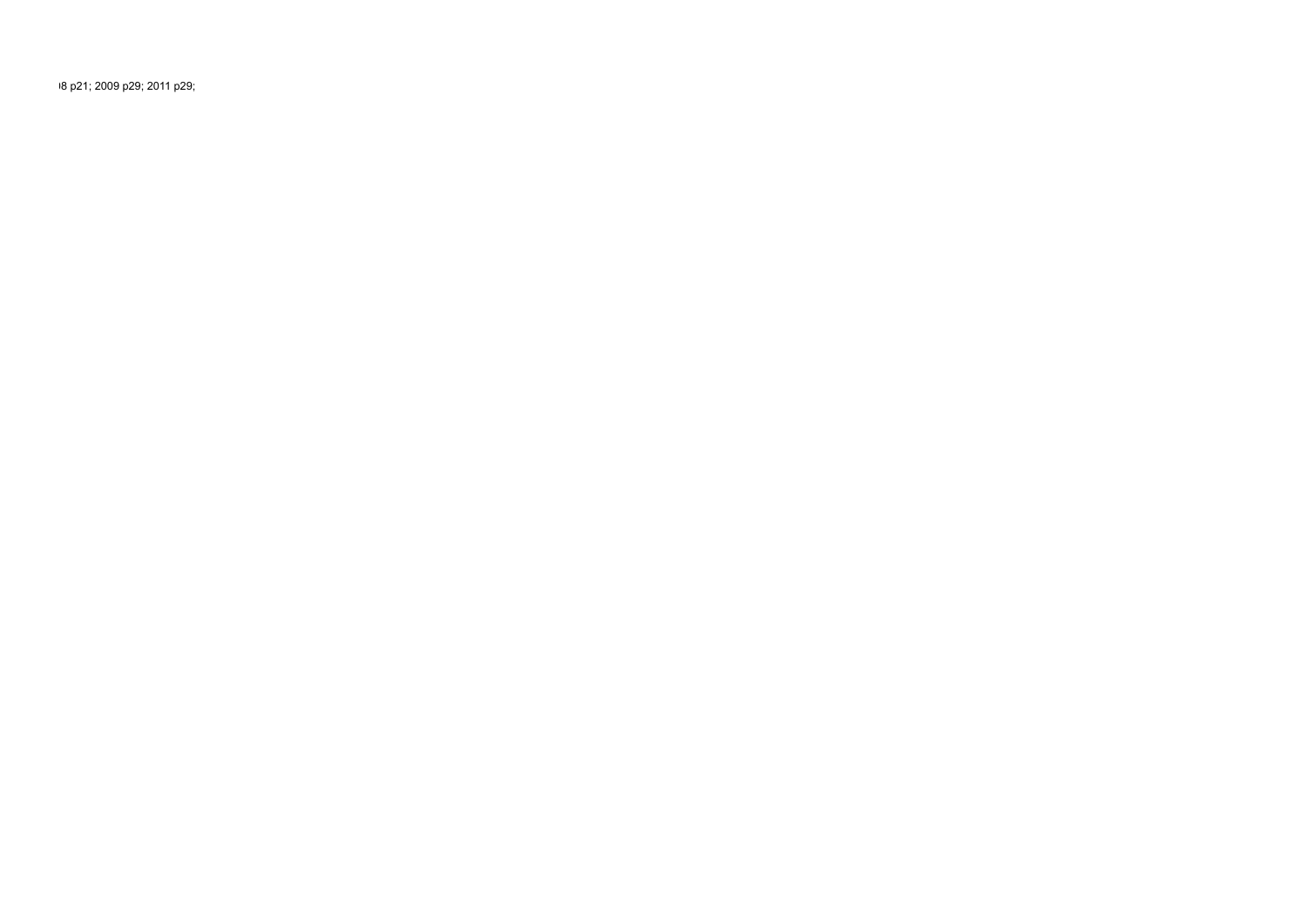8 p21; 2009 p29; 2011 p29;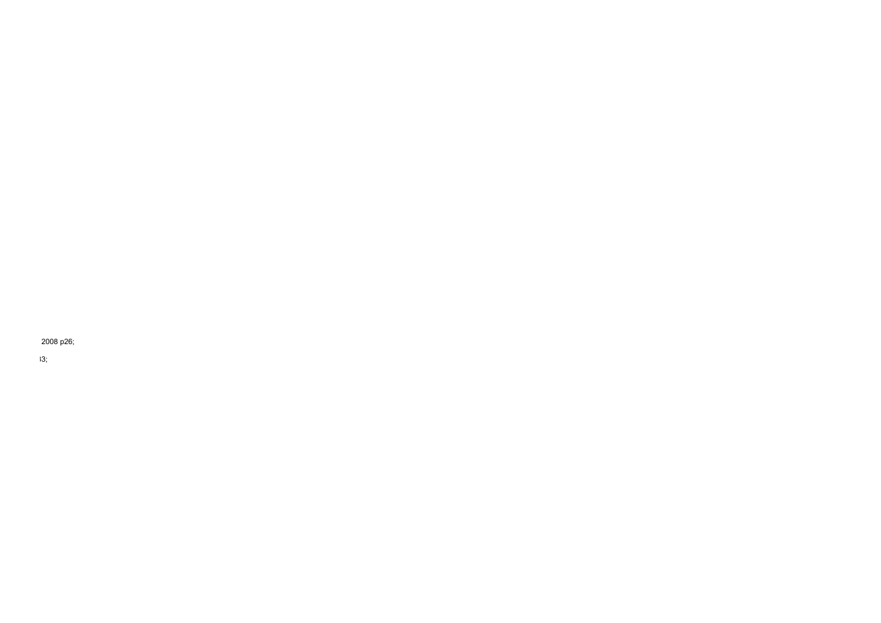2008 p26;

3;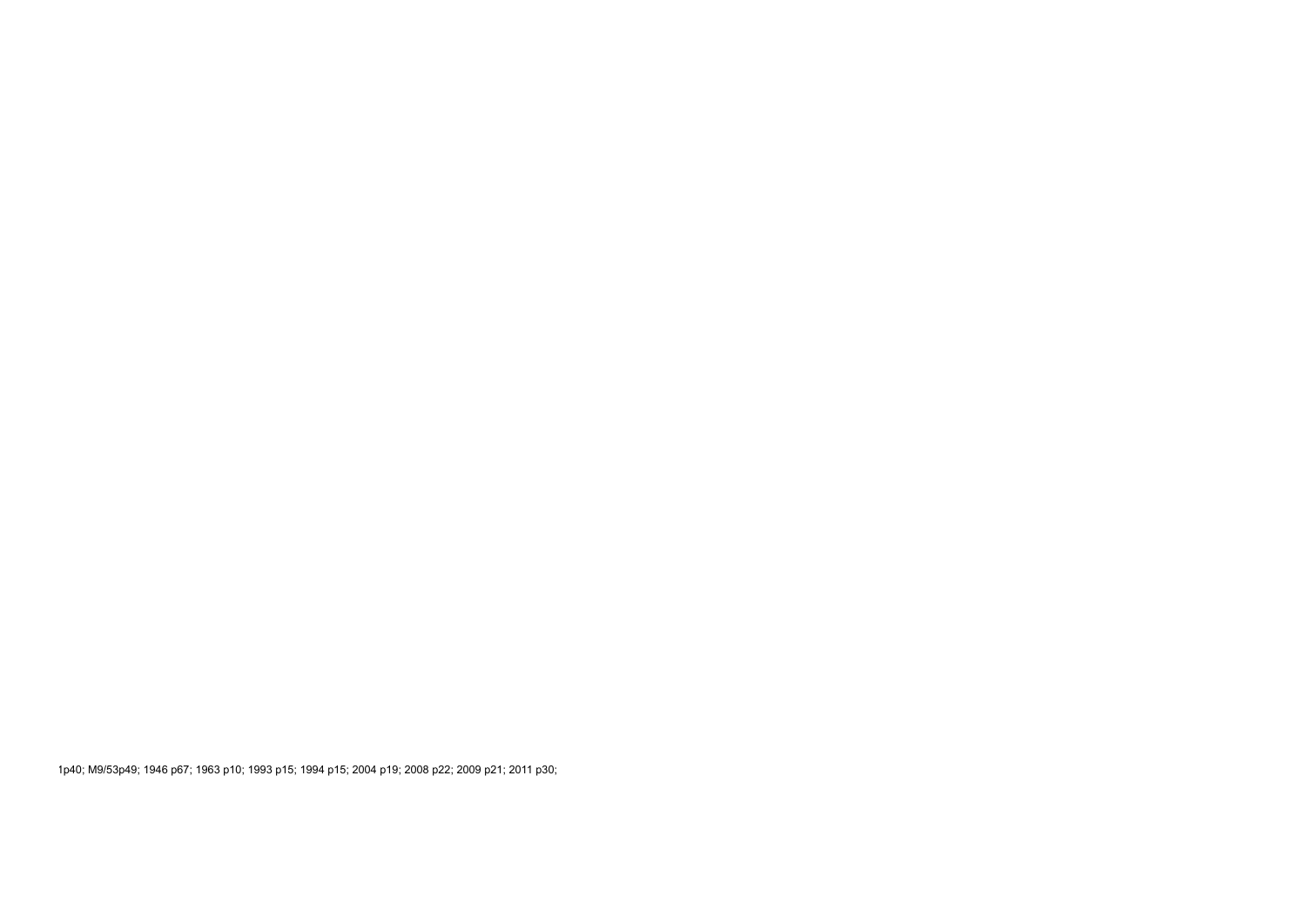1p40; M9/53p49; 1946 p67; 1963 p10; 1993 p15; 1994 p15; 2004 p19; 2008 p22; 2009 p21; 2011 p30;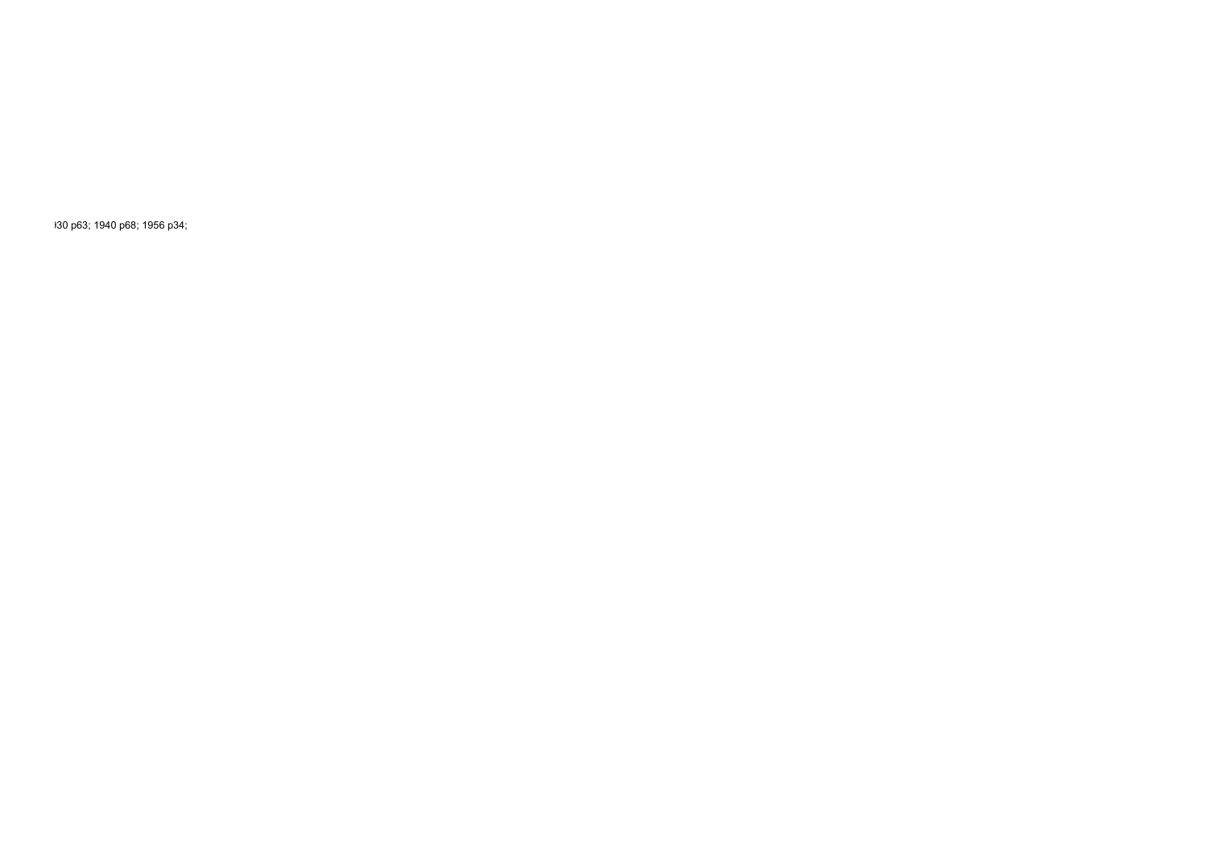)30 p63; 1940 p68; 1956 p34;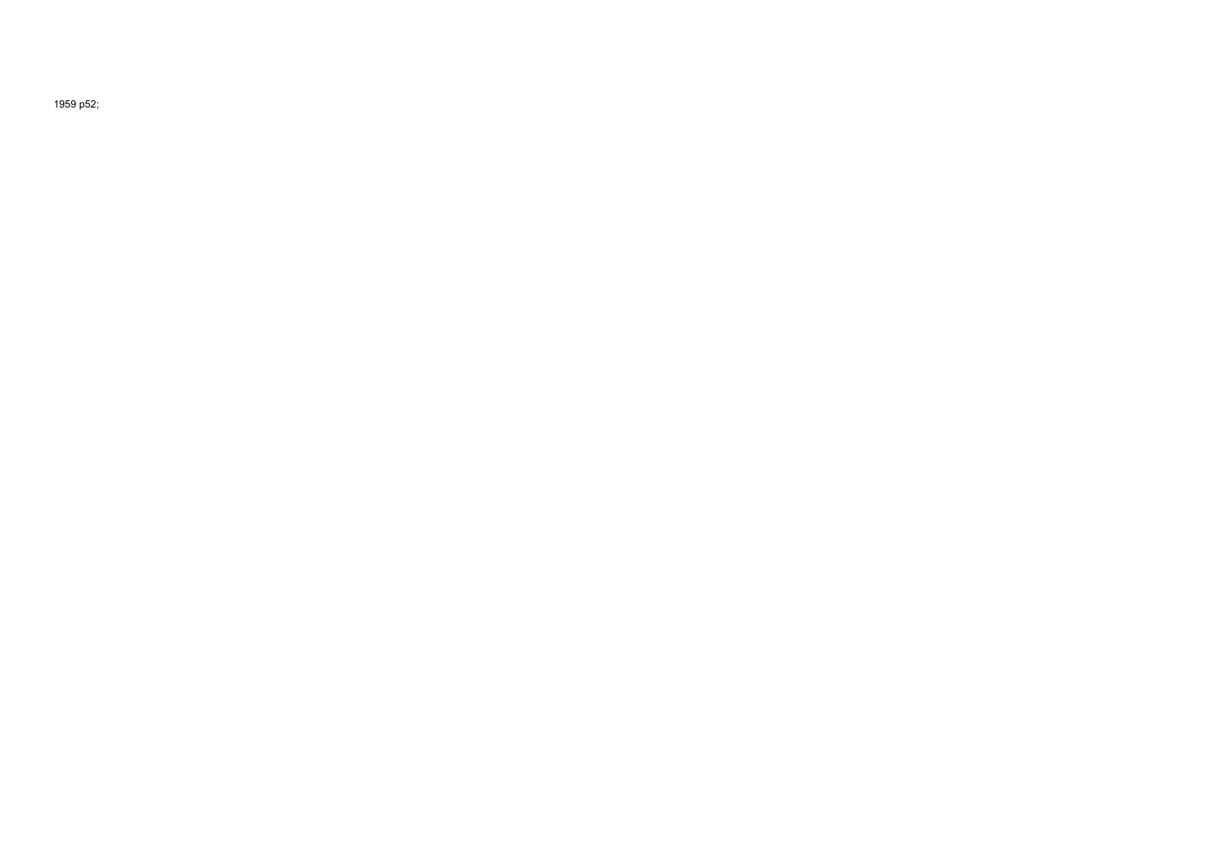1959 p52;